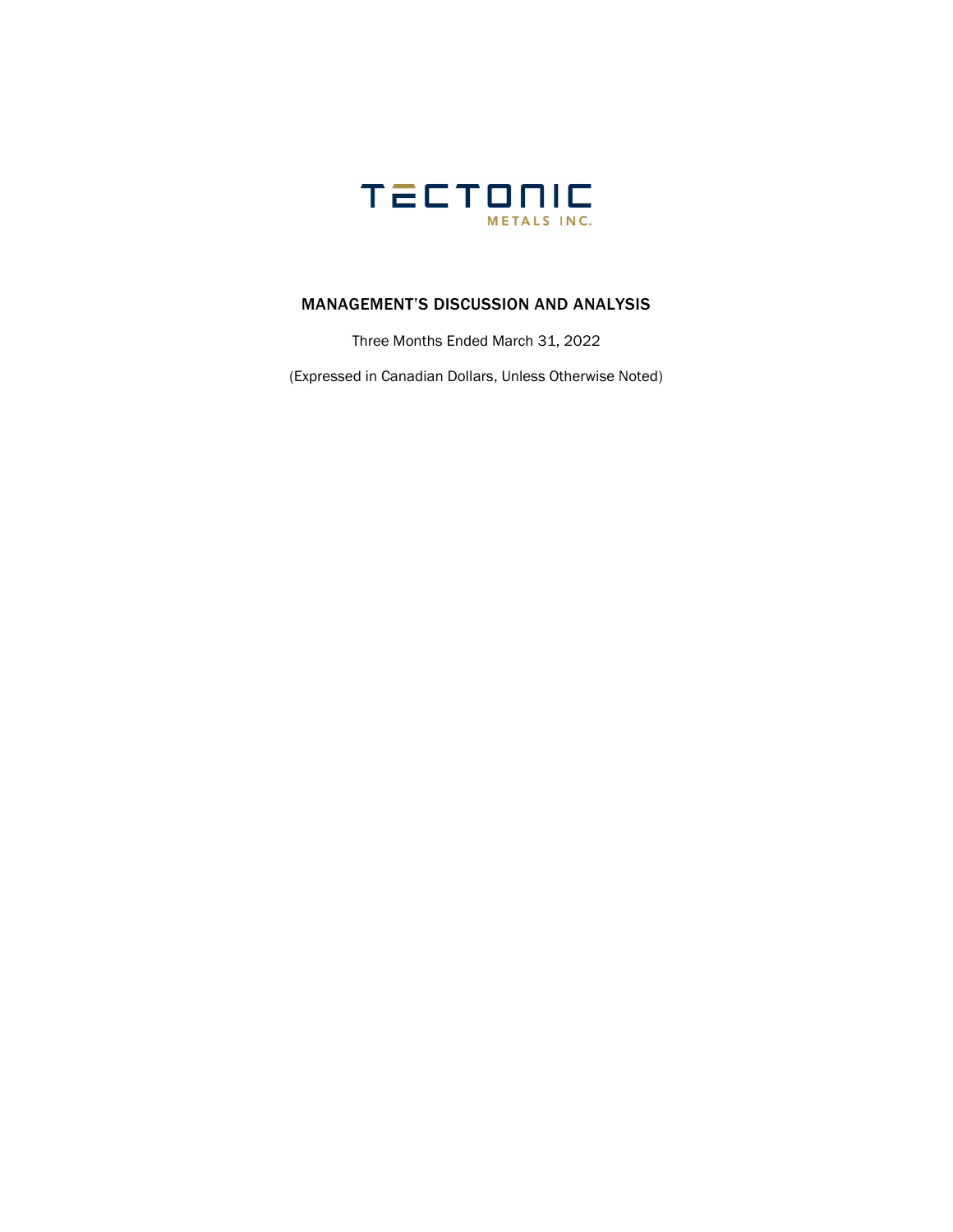TECTONIC

METALS INC.

# MANAGEMENT'S DISCUSSION AND ANALYSIS

Three Months Ended March 31, 2022

(Expressed in Canadian Dollars, Unless Otherwise Noted)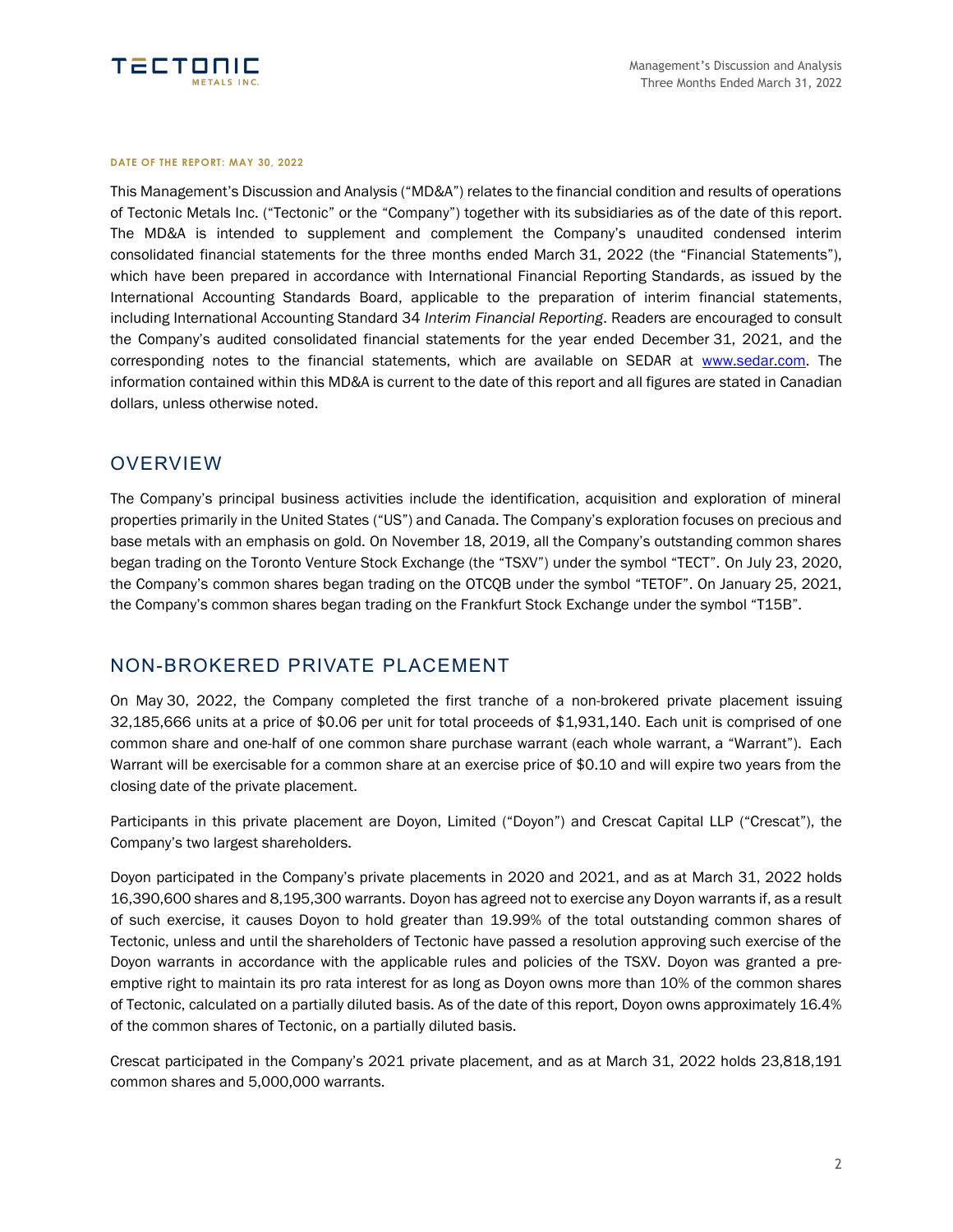**DATE OF THE REPORT: MAY 30, 2022**

This Management's Discussion and Analysis ("MD&A") relates to the financial condition and results of operations of Tectonic Metals Inc. ("Tectonic" or the "Company") together with its subsidiaries as of the date of this report. The MD&A is intended to supplement and complement the Company's unaudited condensed interim consolidated financial statements for the three months ended March 31, 2022 (the "Financial Statements"), which have been prepared in accordance with International Financial Reporting Standards, as issued by the International Accounting Standards Board, applicable to the preparation of interim financial statements, including International Accounting Standard 34 *Interim Financial Reporting*. Readers are encouraged to consult the Company's audited consolidated financial statements for the year ended December 31, 2021, and the corresponding notes to the financial statements, which are available on SEDAR at www.sedar.com. The information contained within this MD&A is current to the date of this report and all figures are stated in Canadian dollars, unless otherwise noted.

## OVERVIEW

The Company's principal business activities include the identification, acquisition and exploration of mineral properties primarily in the United States ("US") and Canada. The Company's exploration focuses on precious and base metals with an emphasis on gold. On November 18, 2019, all the Company's outstanding common shares began trading on the Toronto Venture Stock Exchange (the "TSXV") under the symbol "TECT". On July 23, 2020, the Company's common shares began trading on the OTCQB under the symbol "TETOF". On January 25, 2021, the Company's common shares began trading on the Frankfurt Stock Exchange under the symbol "T15B".

## NON-BROKERED PRIVATE PLACEMENT

On May 30, 2022, the Company completed the first tranche of a non-brokered private placement issuing 32,185,666 units at a price of $0.06 per unit for total proceeds of $1,931,140. Each unit is comprised of one common share and one-half of one common share purchase warrant (each whole warrant, a "Warrant"). Each Warrant will be exercisable for a common share at an exercise price of $0.10 and will expire two years from the closing date of the private placement.

Participants in this private placement are Doyon, Limited ("Doyon") and Crescat Capital LLP ("Crescat"), the Company's two largest shareholders.

Doyon participated in the Company's private placements in 2020 and 2021, and as at March 31, 2022 holds 16,390,600 shares and 8,195,300 warrants. Doyon has agreed not to exercise any Doyon warrants if, as a result of such exercise, it causes Doyon to hold greater than 19.99% of the total outstanding common shares of Tectonic, unless and until the shareholders of Tectonic have passed a resolution approving such exercise of the Doyon warrants in accordance with the applicable rules and policies of the TSXV. Doyon was granted a pre-emptive right to maintain its pro rata interest for as long as Doyon owns more than 10% of the common shares of Tectonic, calculated on a partially diluted basis. As of the date of this report, Doyon owns approximately 16.4% of the common shares of Tectonic, on a partially diluted basis.

Crescat participated in the Company's 2021 private placement, and as at March 31, 2022 holds 23,818,191 common shares and 5,000,000 warrants.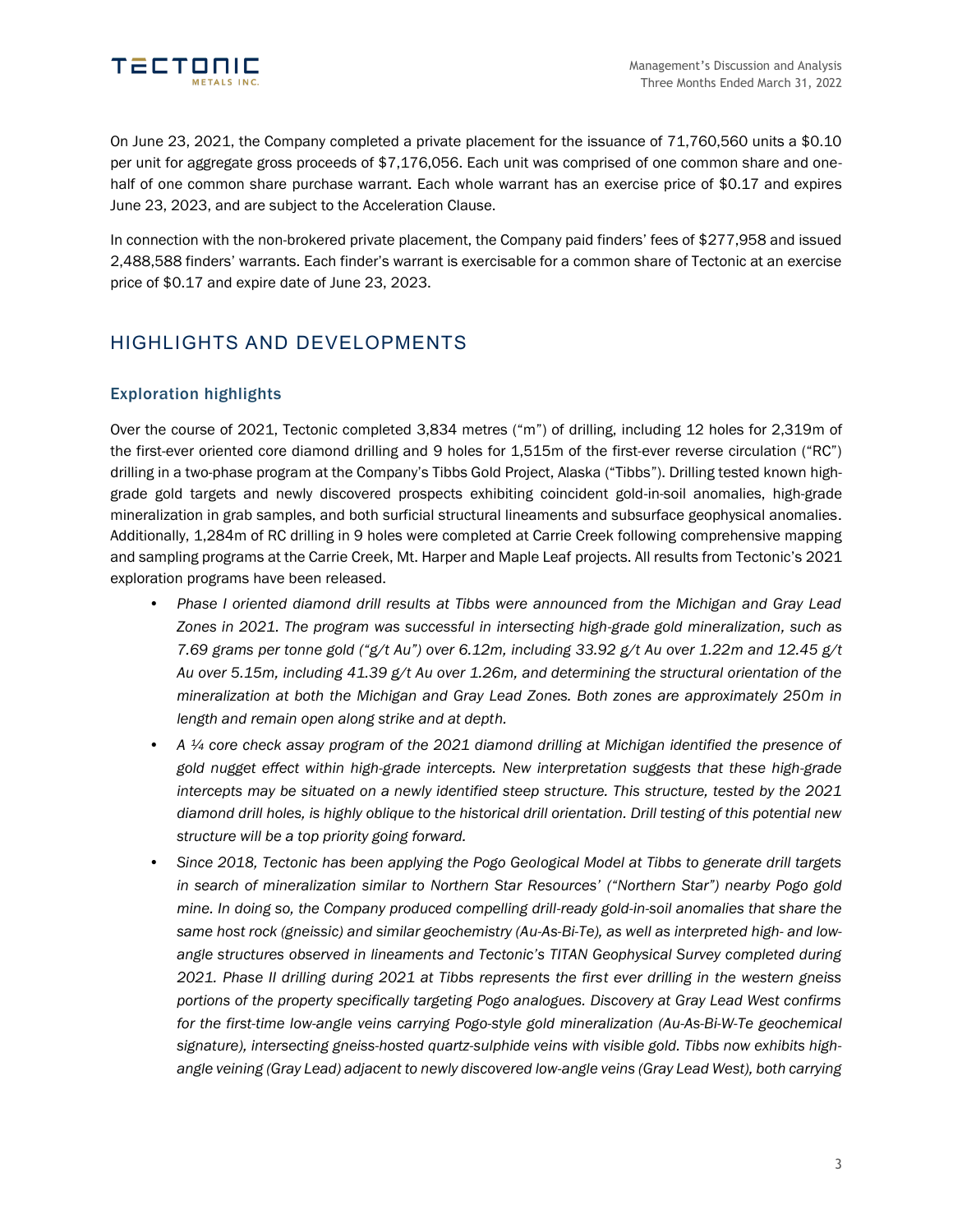On June 23, 2021, the Company completed a private placement for the issuance of 71,760,560 units a $0.10 per unit for aggregate gross proceeds of $7,176,056. Each unit was comprised of one common share and one-half of one common share purchase warrant. Each whole warrant has an exercise price of $0.17 and expires June 23, 2023, and are subject to the Acceleration Clause.

In connection with the non-brokered private placement, the Company paid finders' fees of $277,958 and issued 2,488,588 finders' warrants. Each finder's warrant is exercisable for a common share of Tectonic at an exercise price of $0.17 and expire date of June 23, 2023.

## HIGHLIGHTS AND DEVELOPMENTS

### Exploration highlights

Over the course of 2021, Tectonic completed 3,834 metres ("m") of drilling, including 12 holes for 2,319m of the first-ever oriented core diamond drilling and 9 holes for 1,515m of the first-ever reverse circulation ("RC") drilling in a two-phase program at the Company's Tibbs Gold Project, Alaska ("Tibbs"). Drilling tested known high-grade gold targets and newly discovered prospects exhibiting coincident gold-in-soil anomalies, high-grade mineralization in grab samples, and both surficial structural lineaments and subsurface geophysical anomalies. Additionally, 1,284m of RC drilling in 9 holes were completed at Carrie Creek following comprehensive mapping and sampling programs at the Carrie Creek, Mt. Harper and Maple Leaf projects. All results from Tectonic's 2021 exploration programs have been released.

- *Phase I oriented diamond drill results at Tibbs were announced from the Michigan and Gray Lead Zones in 2021. The program was successful in intersecting high-grade gold mineralization, such as 7.69 grams per tonne gold ("g/t Au") over 6.12m, including 33.92 g/t Au over 1.22m and 12.45 g/t Au over 5.15m, including 41.39 g/t Au over 1.26m, and determining the structural orientation of the mineralization at both the Michigan and Gray Lead Zones. Both zones are approximately 250m in length and remain open along strike and at depth.*
- *A ¼ core check assay program of the 2021 diamond drilling at Michigan identified the presence of gold nugget effect within high-grade intercepts. New interpretation suggests that these high-grade intercepts may be situated on a newly identified steep structure. This structure, tested by the 2021 diamond drill holes, is highly oblique to the historical drill orientation. Drill testing of this potential new structure will be a top priority going forward.*
- *Since 2018, Tectonic has been applying the Pogo Geological Model at Tibbs to generate drill targets in search of mineralization similar to Northern Star Resources' ("Northern Star") nearby Pogo gold mine. In doing so, the Company produced compelling drill-ready gold-in-soil anomalies that share the same host rock (gneissic) and similar geochemistry (Au-As-Bi-Te), as well as interpreted high- and low-angle structures observed in lineaments and Tectonic's TITAN Geophysical Survey completed during 2021. Phase II drilling during 2021 at Tibbs represents the first ever drilling in the western gneiss portions of the property specifically targeting Pogo analogues. Discovery at Gray Lead West confirms for the first-time low-angle veins carrying Pogo-style gold mineralization (Au-As-Bi-W-Te geochemical signature), intersecting gneiss-hosted quartz-sulphide veins with visible gold. Tibbs now exhibits high-angle veining (Gray Lead) adjacent to newly discovered low-angle veins (Gray Lead West), both carrying*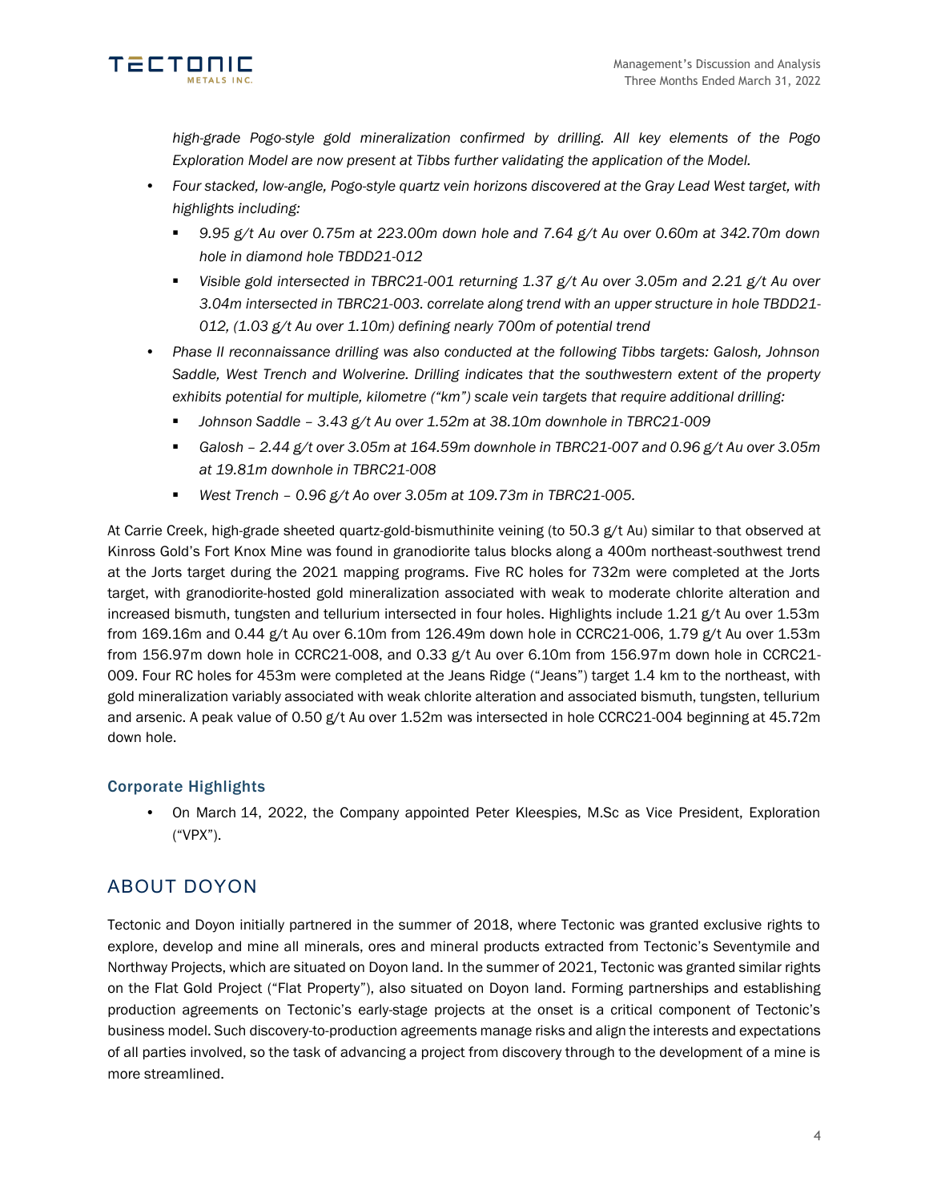*high-grade Pogo-style gold mineralization confirmed by drilling. All key elements of the Pogo Exploration Model are now present at Tibbs further validating the application of the Model.*

- *Four stacked, low-angle, Pogo-style quartz vein horizons discovered at the Gray Lead West target, with highlights including:*
  - *9.95 g/t Au over 0.75m at 223.00m down hole and 7.64 g/t Au over 0.60m at 342.70m down hole in diamond hole TBDD21-012*
  - *Visible gold intersected in TBRC21-001 returning 1.37 g/t Au over 3.05m and 2.21 g/t Au over 3.04m intersected in TBRC21-003. correlate along trend with an upper structure in hole TBDD21-012, (1.03 g/t Au over 1.10m) defining nearly 700m of potential trend*
- *Phase II reconnaissance drilling was also conducted at the following Tibbs targets: Galosh, Johnson Saddle, West Trench and Wolverine. Drilling indicates that the southwestern extent of the property exhibits potential for multiple, kilometre ("km") scale vein targets that require additional drilling:*
  - *Johnson Saddle – 3.43 g/t Au over 1.52m at 38.10m downhole in TBRC21-009*
  - *Galosh – 2.44 g/t over 3.05m at 164.59m downhole in TBRC21-007 and 0.96 g/t Au over 3.05m at 19.81m downhole in TBRC21-008*
  - *West Trench – 0.96 g/t Ao over 3.05m at 109.73m in TBRC21-005.*

At Carrie Creek, high-grade sheeted quartz-gold-bismuthinite veining (to 50.3 g/t Au) similar to that observed at Kinross Gold's Fort Knox Mine was found in granodiorite talus blocks along a 400m northeast-southwest trend at the Jorts target during the 2021 mapping programs. Five RC holes for 732m were completed at the Jorts target, with granodiorite-hosted gold mineralization associated with weak to moderate chlorite alteration and increased bismuth, tungsten and tellurium intersected in four holes. Highlights include 1.21 g/t Au over 1.53m from 169.16m and 0.44 g/t Au over 6.10m from 126.49m down hole in CCRC21-006, 1.79 g/t Au over 1.53m from 156.97m down hole in CCRC21-008, and 0.33 g/t Au over 6.10m from 156.97m down hole in CCRC21-009. Four RC holes for 453m were completed at the Jeans Ridge ("Jeans") target 1.4 km to the northeast, with gold mineralization variably associated with weak chlorite alteration and associated bismuth, tungsten, tellurium and arsenic. A peak value of 0.50 g/t Au over 1.52m was intersected in hole CCRC21-004 beginning at 45.72m down hole.

### Corporate Highlights

- On March 14, 2022, the Company appointed Peter Kleespies, M.Sc as Vice President, Exploration ("VPX").

## ABOUT DOYON

Tectonic and Doyon initially partnered in the summer of 2018, where Tectonic was granted exclusive rights to explore, develop and mine all minerals, ores and mineral products extracted from Tectonic's Seventymile and Northway Projects, which are situated on Doyon land. In the summer of 2021, Tectonic was granted similar rights on the Flat Gold Project ("Flat Property"), also situated on Doyon land. Forming partnerships and establishing production agreements on Tectonic's early-stage projects at the onset is a critical component of Tectonic's business model. Such discovery-to-production agreements manage risks and align the interests and expectations of all parties involved, so the task of advancing a project from discovery through to the development of a mine is more streamlined.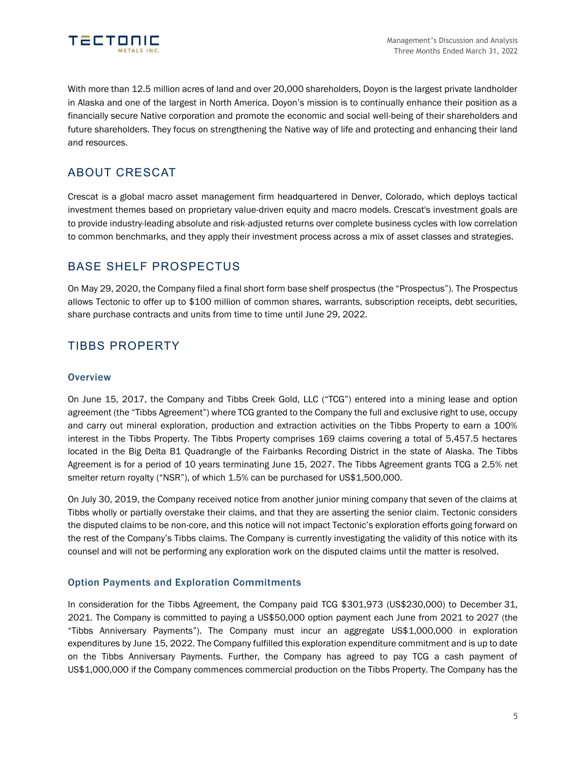With more than 12.5 million acres of land and over 20,000 shareholders, Doyon is the largest private landholder in Alaska and one of the largest in North America. Doyon's mission is to continually enhance their position as a financially secure Native corporation and promote the economic and social well-being of their shareholders and future shareholders. They focus on strengthening the Native way of life and protecting and enhancing their land and resources.

## ABOUT CRESCAT

Crescat is a global macro asset management firm headquartered in Denver, Colorado, which deploys tactical investment themes based on proprietary value-driven equity and macro models. Crescat's investment goals are to provide industry-leading absolute and risk-adjusted returns over complete business cycles with low correlation to common benchmarks, and they apply their investment process across a mix of asset classes and strategies.

## BASE SHELF PROSPECTUS

On May 29, 2020, the Company filed a final short form base shelf prospectus (the "Prospectus"). The Prospectus allows Tectonic to offer up to $100 million of common shares, warrants, subscription receipts, debt securities, share purchase contracts and units from time to time until June 29, 2022.

## TIBBS PROPERTY

### Overview

On June 15, 2017, the Company and Tibbs Creek Gold, LLC ("TCG") entered into a mining lease and option agreement (the "Tibbs Agreement") where TCG granted to the Company the full and exclusive right to use, occupy and carry out mineral exploration, production and extraction activities on the Tibbs Property to earn a 100% interest in the Tibbs Property. The Tibbs Property comprises 169 claims covering a total of 5,457.5 hectares located in the Big Delta B1 Quadrangle of the Fairbanks Recording District in the state of Alaska. The Tibbs Agreement is for a period of 10 years terminating June 15, 2027. The Tibbs Agreement grants TCG a 2.5% net smelter return royalty ("NSR"), of which 1.5% can be purchased for US$1,500,000.

On July 30, 2019, the Company received notice from another junior mining company that seven of the claims at Tibbs wholly or partially overstake their claims, and that they are asserting the senior claim. Tectonic considers the disputed claims to be non-core, and this notice will not impact Tectonic's exploration efforts going forward on the rest of the Company's Tibbs claims. The Company is currently investigating the validity of this notice with its counsel and will not be performing any exploration work on the disputed claims until the matter is resolved.

### Option Payments and Exploration Commitments

In consideration for the Tibbs Agreement, the Company paid TCG $301,973 (US$230,000) to December 31, 2021. The Company is committed to paying a US$50,000 option payment each June from 2021 to 2027 (the "Tibbs Anniversary Payments"). The Company must incur an aggregate US$1,000,000 in exploration expenditures by June 15, 2022. The Company fulfilled this exploration expenditure commitment and is up to date on the Tibbs Anniversary Payments. Further, the Company has agreed to pay TCG a cash payment of US$1,000,000 if the Company commences commercial production on the Tibbs Property. The Company has the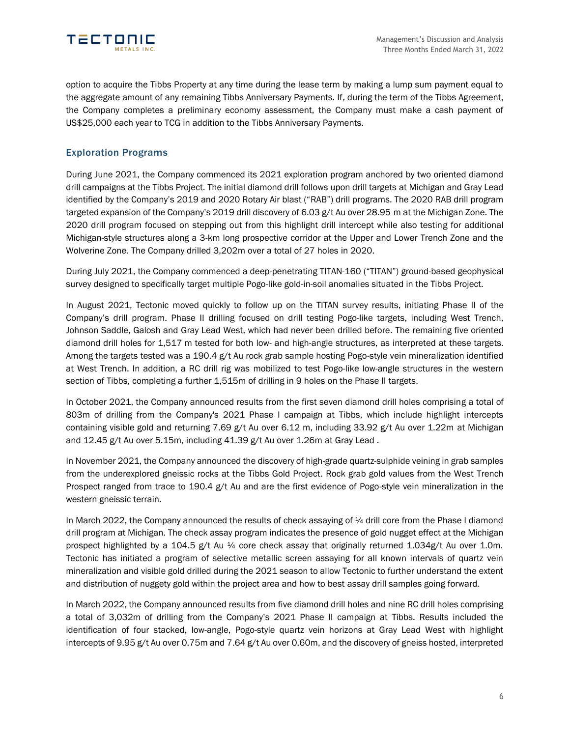option to acquire the Tibbs Property at any time during the lease term by making a lump sum payment equal to the aggregate amount of any remaining Tibbs Anniversary Payments. If, during the term of the Tibbs Agreement, the Company completes a preliminary economy assessment, the Company must make a cash payment of US$25,000 each year to TCG in addition to the Tibbs Anniversary Payments.

## Exploration Programs

During June 2021, the Company commenced its 2021 exploration program anchored by two oriented diamond drill campaigns at the Tibbs Project. The initial diamond drill follows upon drill targets at Michigan and Gray Lead identified by the Company's 2019 and 2020 Rotary Air blast ("RAB") drill programs. The 2020 RAB drill program targeted expansion of the Company's 2019 drill discovery of 6.03 g/t Au over 28.95 m at the Michigan Zone. The 2020 drill program focused on stepping out from this highlight drill intercept while also testing for additional Michigan-style structures along a 3-km long prospective corridor at the Upper and Lower Trench Zone and the Wolverine Zone. The Company drilled 3,202m over a total of 27 holes in 2020.

During July 2021, the Company commenced a deep-penetrating TITAN-160 ("TITAN") ground-based geophysical survey designed to specifically target multiple Pogo-like gold-in-soil anomalies situated in the Tibbs Project.

In August 2021, Tectonic moved quickly to follow up on the TITAN survey results, initiating Phase II of the Company's drill program. Phase II drilling focused on drill testing Pogo-like targets, including West Trench, Johnson Saddle, Galosh and Gray Lead West, which had never been drilled before. The remaining five oriented diamond drill holes for 1,517 m tested for both low- and high-angle structures, as interpreted at these targets. Among the targets tested was a 190.4 g/t Au rock grab sample hosting Pogo-style vein mineralization identified at West Trench. In addition, a RC drill rig was mobilized to test Pogo-like low-angle structures in the western section of Tibbs, completing a further 1,515m of drilling in 9 holes on the Phase II targets.

In October 2021, the Company announced results from the first seven diamond drill holes comprising a total of 803m of drilling from the Company's 2021 Phase I campaign at Tibbs, which include highlight intercepts containing visible gold and returning 7.69 g/t Au over 6.12 m, including 33.92 g/t Au over 1.22m at Michigan and 12.45 g/t Au over 5.15m, including 41.39 g/t Au over 1.26m at Gray Lead .

In November 2021, the Company announced the discovery of high-grade quartz-sulphide veining in grab samples from the underexplored gneissic rocks at the Tibbs Gold Project. Rock grab gold values from the West Trench Prospect ranged from trace to 190.4 g/t Au and are the first evidence of Pogo-style vein mineralization in the western gneissic terrain.

In March 2022, the Company announced the results of check assaying of ¼ drill core from the Phase I diamond drill program at Michigan. The check assay program indicates the presence of gold nugget effect at the Michigan prospect highlighted by a 104.5 g/t Au ¼ core check assay that originally returned 1.034g/t Au over 1.0m. Tectonic has initiated a program of selective metallic screen assaying for all known intervals of quartz vein mineralization and visible gold drilled during the 2021 season to allow Tectonic to further understand the extent and distribution of nuggety gold within the project area and how to best assay drill samples going forward.

In March 2022, the Company announced results from five diamond drill holes and nine RC drill holes comprising a total of 3,032m of drilling from the Company's 2021 Phase II campaign at Tibbs. Results included the identification of four stacked, low-angle, Pogo-style quartz vein horizons at Gray Lead West with highlight intercepts of 9.95 g/t Au over 0.75m and 7.64 g/t Au over 0.60m, and the discovery of gneiss hosted, interpreted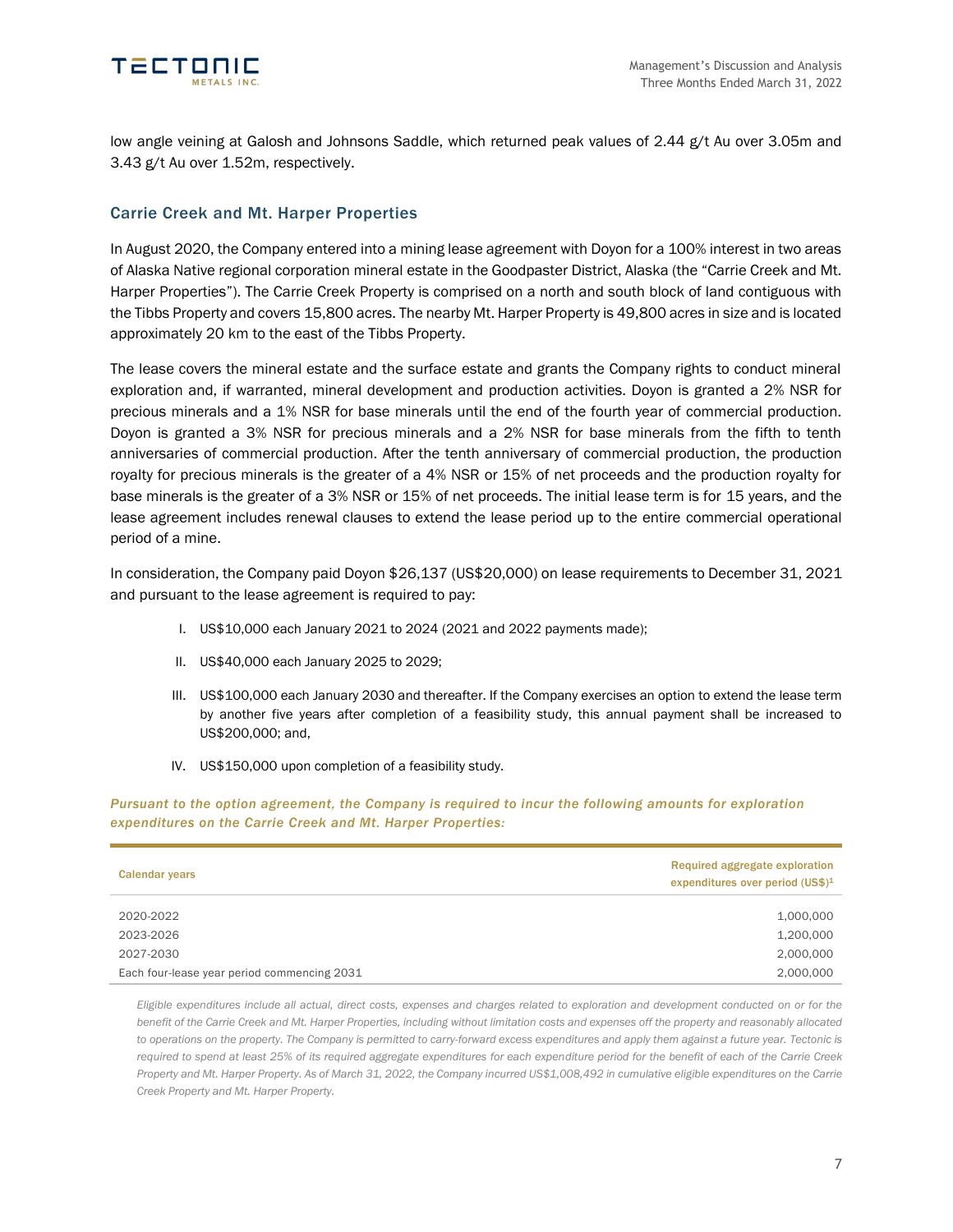low angle veining at Galosh and Johnsons Saddle, which returned peak values of 2.44 g/t Au over 3.05m and 3.43 g/t Au over 1.52m, respectively.

## Carrie Creek and Mt. Harper Properties

In August 2020, the Company entered into a mining lease agreement with Doyon for a 100% interest in two areas of Alaska Native regional corporation mineral estate in the Goodpaster District, Alaska (the "Carrie Creek and Mt. Harper Properties"). The Carrie Creek Property is comprised on a north and south block of land contiguous with the Tibbs Property and covers 15,800 acres. The nearby Mt. Harper Property is 49,800 acres in size and is located approximately 20 km to the east of the Tibbs Property.

The lease covers the mineral estate and the surface estate and grants the Company rights to conduct mineral exploration and, if warranted, mineral development and production activities. Doyon is granted a 2% NSR for precious minerals and a 1% NSR for base minerals until the end of the fourth year of commercial production. Doyon is granted a 3% NSR for precious minerals and a 2% NSR for base minerals from the fifth to tenth anniversaries of commercial production. After the tenth anniversary of commercial production, the production royalty for precious minerals is the greater of a 4% NSR or 15% of net proceeds and the production royalty for base minerals is the greater of a 3% NSR or 15% of net proceeds. The initial lease term is for 15 years, and the lease agreement includes renewal clauses to extend the lease period up to the entire commercial operational period of a mine.

In consideration, the Company paid Doyon $26,137 (US$20,000) on lease requirements to December 31, 2021 and pursuant to the lease agreement is required to pay:

I. US$10,000 each January 2021 to 2024 (2021 and 2022 payments made);

II. US$40,000 each January 2025 to 2029;

III. US$100,000 each January 2030 and thereafter. If the Company exercises an option to extend the lease term by another five years after completion of a feasibility study, this annual payment shall be increased to US$200,000; and,

IV. US$150,000 upon completion of a feasibility study.

***Pursuant to the option agreement, the Company is required to incur the following amounts for exploration expenditures on the Carrie Creek and Mt. Harper Properties:***

| Calendar years | Required aggregate exploration expenditures over period (US$)[1] |
|---|---|
| 2020-2022 | 1,000,000 |
| 2023-2026 | 1,200,000 |
| 2027-2030 | 2,000,000 |
| Each four-lease year period commencing 2031 | 2,000,000 |

*Eligible expenditures include all actual, direct costs, expenses and charges related to exploration and development conducted on or for the benefit of the Carrie Creek and Mt. Harper Properties, including without limitation costs and expenses off the property and reasonably allocated to operations on the property. The Company is permitted to carry-forward excess expenditures and apply them against a future year. Tectonic is required to spend at least 25% of its required aggregate expenditures for each expenditure period for the benefit of each of the Carrie Creek Property and Mt. Harper Property. As of March 31, 2022, the Company incurred US$1,008,492 in cumulative eligible expenditures on the Carrie Creek Property and Mt. Harper Property.*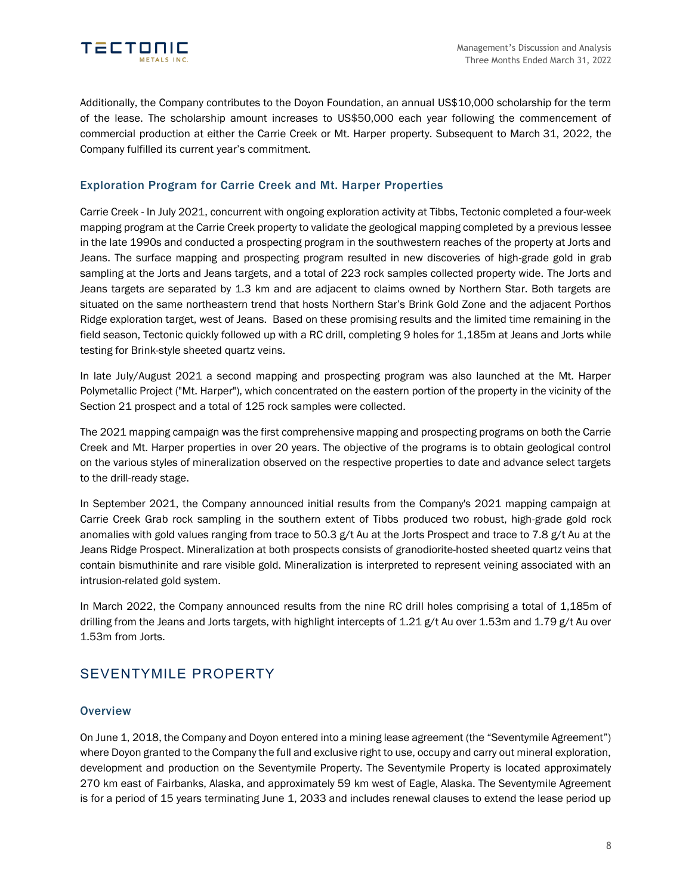Additionally, the Company contributes to the Doyon Foundation, an annual US$10,000 scholarship for the term of the lease. The scholarship amount increases to US$50,000 each year following the commencement of commercial production at either the Carrie Creek or Mt. Harper property. Subsequent to March 31, 2022, the Company fulfilled its current year's commitment.

### Exploration Program for Carrie Creek and Mt. Harper Properties

Carrie Creek - In July 2021, concurrent with ongoing exploration activity at Tibbs, Tectonic completed a four-week mapping program at the Carrie Creek property to validate the geological mapping completed by a previous lessee in the late 1990s and conducted a prospecting program in the southwestern reaches of the property at Jorts and Jeans. The surface mapping and prospecting program resulted in new discoveries of high-grade gold in grab sampling at the Jorts and Jeans targets, and a total of 223 rock samples collected property wide. The Jorts and Jeans targets are separated by 1.3 km and are adjacent to claims owned by Northern Star. Both targets are situated on the same northeastern trend that hosts Northern Star's Brink Gold Zone and the adjacent Porthos Ridge exploration target, west of Jeans. Based on these promising results and the limited time remaining in the field season, Tectonic quickly followed up with a RC drill, completing 9 holes for 1,185m at Jeans and Jorts while testing for Brink-style sheeted quartz veins.

In late July/August 2021 a second mapping and prospecting program was also launched at the Mt. Harper Polymetallic Project ("Mt. Harper"), which concentrated on the eastern portion of the property in the vicinity of the Section 21 prospect and a total of 125 rock samples were collected.

The 2021 mapping campaign was the first comprehensive mapping and prospecting programs on both the Carrie Creek and Mt. Harper properties in over 20 years. The objective of the programs is to obtain geological control on the various styles of mineralization observed on the respective properties to date and advance select targets to the drill-ready stage.

In September 2021, the Company announced initial results from the Company's 2021 mapping campaign at Carrie Creek Grab rock sampling in the southern extent of Tibbs produced two robust, high-grade gold rock anomalies with gold values ranging from trace to 50.3 g/t Au at the Jorts Prospect and trace to 7.8 g/t Au at the Jeans Ridge Prospect. Mineralization at both prospects consists of granodiorite-hosted sheeted quartz veins that contain bismuthinite and rare visible gold. Mineralization is interpreted to represent veining associated with an intrusion-related gold system.

In March 2022, the Company announced results from the nine RC drill holes comprising a total of 1,185m of drilling from the Jeans and Jorts targets, with highlight intercepts of 1.21 g/t Au over 1.53m and 1.79 g/t Au over 1.53m from Jorts.

## SEVENTYMILE PROPERTY

### Overview

On June 1, 2018, the Company and Doyon entered into a mining lease agreement (the "Seventymile Agreement") where Doyon granted to the Company the full and exclusive right to use, occupy and carry out mineral exploration, development and production on the Seventymile Property. The Seventymile Property is located approximately 270 km east of Fairbanks, Alaska, and approximately 59 km west of Eagle, Alaska. The Seventymile Agreement is for a period of 15 years terminating June 1, 2033 and includes renewal clauses to extend the lease period up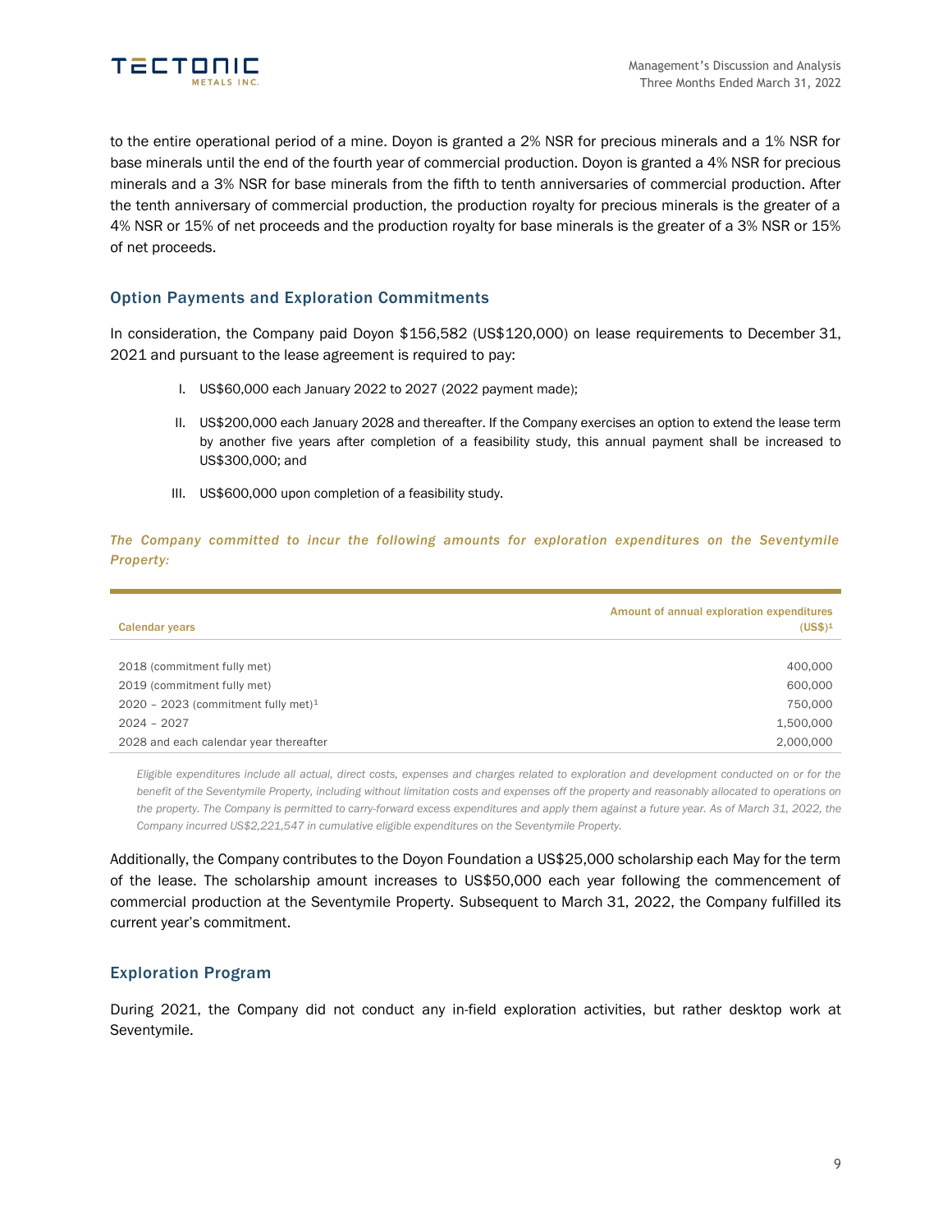to the entire operational period of a mine. Doyon is granted a 2% NSR for precious minerals and a 1% NSR for base minerals until the end of the fourth year of commercial production. Doyon is granted a 4% NSR for precious minerals and a 3% NSR for base minerals from the fifth to tenth anniversaries of commercial production. After the tenth anniversary of commercial production, the production royalty for precious minerals is the greater of a 4% NSR or 15% of net proceeds and the production royalty for base minerals is the greater of a 3% NSR or 15% of net proceeds.

## Option Payments and Exploration Commitments

In consideration, the Company paid Doyon $156,582 (US$120,000) on lease requirements to December 31, 2021 and pursuant to the lease agreement is required to pay:

I. US$60,000 each January 2022 to 2027 (2022 payment made);

II. US$200,000 each January 2028 and thereafter. If the Company exercises an option to extend the lease term by another five years after completion of a feasibility study, this annual payment shall be increased to US$300,000; and

III. US$600,000 upon completion of a feasibility study.

*The Company committed to incur the following amounts for exploration expenditures on the Seventymile Property:*

| Calendar years | Amount of annual exploration expenditures (US$)[1] |
|---|---|
| 2018 (commitment fully met) | 400,000 |
| 2019 (commitment fully met) | 600,000 |
| 2020 – 2023 (commitment fully met)[1] | 750,000 |
| 2024 – 2027 | 1,500,000 |
| 2028 and each calendar year thereafter | 2,000,000 |

*Eligible expenditures include all actual, direct costs, expenses and charges related to exploration and development conducted on or for the benefit of the Seventymile Property, including without limitation costs and expenses off the property and reasonably allocated to operations on the property. The Company is permitted to carry-forward excess expenditures and apply them against a future year. As of March 31, 2022, the Company incurred US$2,221,547 in cumulative eligible expenditures on the Seventymile Property.*

Additionally, the Company contributes to the Doyon Foundation a US$25,000 scholarship each May for the term of the lease. The scholarship amount increases to US$50,000 each year following the commencement of commercial production at the Seventymile Property. Subsequent to March 31, 2022, the Company fulfilled its current year's commitment.

## Exploration Program

During 2021, the Company did not conduct any in-field exploration activities, but rather desktop work at Seventymile.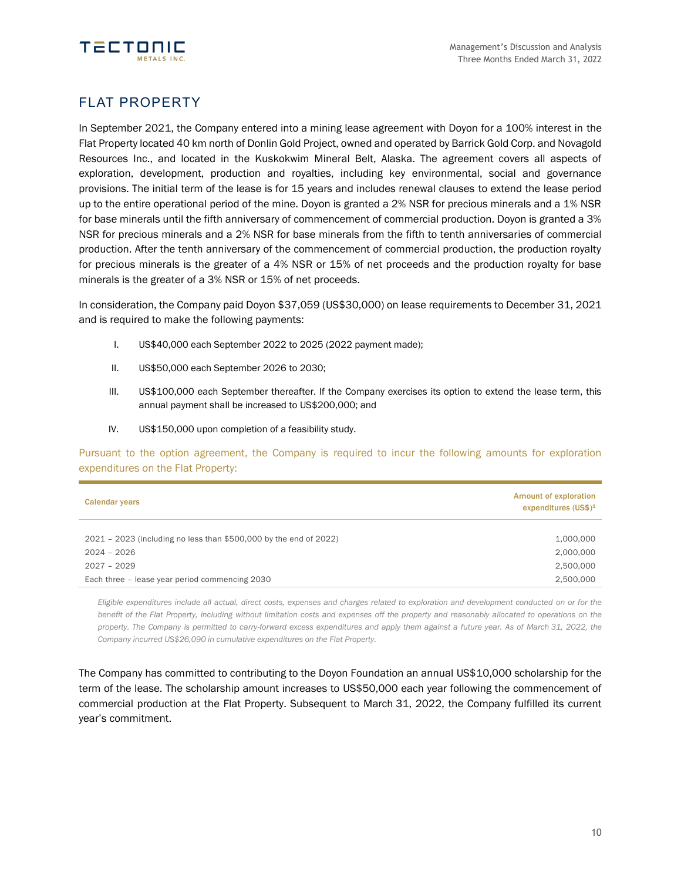## FLAT PROPERTY

In September 2021, the Company entered into a mining lease agreement with Doyon for a 100% interest in the Flat Property located 40 km north of Donlin Gold Project, owned and operated by Barrick Gold Corp. and Novagold Resources Inc., and located in the Kuskokwim Mineral Belt, Alaska. The agreement covers all aspects of exploration, development, production and royalties, including key environmental, social and governance provisions. The initial term of the lease is for 15 years and includes renewal clauses to extend the lease period up to the entire operational period of the mine. Doyon is granted a 2% NSR for precious minerals and a 1% NSR for base minerals until the fifth anniversary of commencement of commercial production. Doyon is granted a 3% NSR for precious minerals and a 2% NSR for base minerals from the fifth to tenth anniversaries of commercial production. After the tenth anniversary of the commencement of commercial production, the production royalty for precious minerals is the greater of a 4% NSR or 15% of net proceeds and the production royalty for base minerals is the greater of a 3% NSR or 15% of net proceeds.

In consideration, the Company paid Doyon $37,059 (US$30,000) on lease requirements to December 31, 2021 and is required to make the following payments:

I. US$40,000 each September 2022 to 2025 (2022 payment made);

II. US$50,000 each September 2026 to 2030;

III. US$100,000 each September thereafter. If the Company exercises its option to extend the lease term, this annual payment shall be increased to US$200,000; and

IV. US$150,000 upon completion of a feasibility study.

Pursuant to the option agreement, the Company is required to incur the following amounts for exploration expenditures on the Flat Property:

| Calendar years | Amount of exploration expenditures (US$)[1] |
|---|---|
| 2021 – 2023 (including no less than $500,000 by the end of 2022) | 1,000,000 |
| 2024 – 2026 | 2,000,000 |
| 2027 – 2029 | 2,500,000 |
| Each three – lease year period commencing 2030 | 2,500,000 |

*Eligible expenditures include all actual, direct costs, expenses and charges related to exploration and development conducted on or for the benefit of the Flat Property, including without limitation costs and expenses off the property and reasonably allocated to operations on the property. The Company is permitted to carry-forward excess expenditures and apply them against a future year. As of March 31, 2022, the Company incurred US$26,090 in cumulative expenditures on the Flat Property.*

The Company has committed to contributing to the Doyon Foundation an annual US$10,000 scholarship for the term of the lease. The scholarship amount increases to US$50,000 each year following the commencement of commercial production at the Flat Property. Subsequent to March 31, 2022, the Company fulfilled its current year's commitment.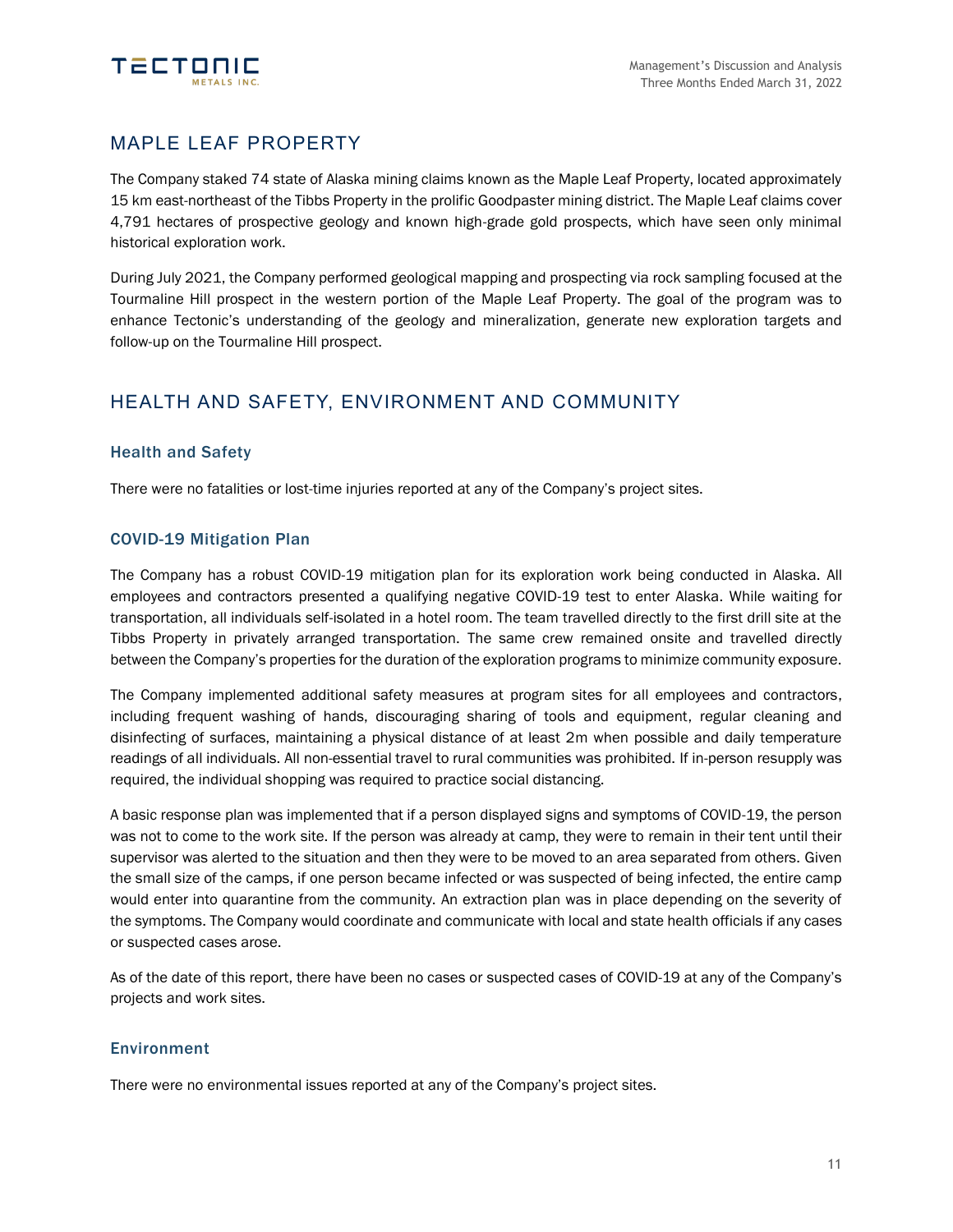## MAPLE LEAF PROPERTY

The Company staked 74 state of Alaska mining claims known as the Maple Leaf Property, located approximately 15 km east-northeast of the Tibbs Property in the prolific Goodpaster mining district. The Maple Leaf claims cover 4,791 hectares of prospective geology and known high-grade gold prospects, which have seen only minimal historical exploration work.

During July 2021, the Company performed geological mapping and prospecting via rock sampling focused at the Tourmaline Hill prospect in the western portion of the Maple Leaf Property. The goal of the program was to enhance Tectonic's understanding of the geology and mineralization, generate new exploration targets and follow-up on the Tourmaline Hill prospect.

## HEALTH AND SAFETY, ENVIRONMENT AND COMMUNITY

### Health and Safety

There were no fatalities or lost-time injuries reported at any of the Company's project sites.

### COVID-19 Mitigation Plan

The Company has a robust COVID-19 mitigation plan for its exploration work being conducted in Alaska. All employees and contractors presented a qualifying negative COVID-19 test to enter Alaska. While waiting for transportation, all individuals self-isolated in a hotel room. The team travelled directly to the first drill site at the Tibbs Property in privately arranged transportation. The same crew remained onsite and travelled directly between the Company's properties for the duration of the exploration programs to minimize community exposure.

The Company implemented additional safety measures at program sites for all employees and contractors, including frequent washing of hands, discouraging sharing of tools and equipment, regular cleaning and disinfecting of surfaces, maintaining a physical distance of at least 2m when possible and daily temperature readings of all individuals. All non-essential travel to rural communities was prohibited. If in-person resupply was required, the individual shopping was required to practice social distancing.

A basic response plan was implemented that if a person displayed signs and symptoms of COVID-19, the person was not to come to the work site. If the person was already at camp, they were to remain in their tent until their supervisor was alerted to the situation and then they were to be moved to an area separated from others. Given the small size of the camps, if one person became infected or was suspected of being infected, the entire camp would enter into quarantine from the community. An extraction plan was in place depending on the severity of the symptoms. The Company would coordinate and communicate with local and state health officials if any cases or suspected cases arose.

As of the date of this report, there have been no cases or suspected cases of COVID-19 at any of the Company's projects and work sites.

### Environment

There were no environmental issues reported at any of the Company's project sites.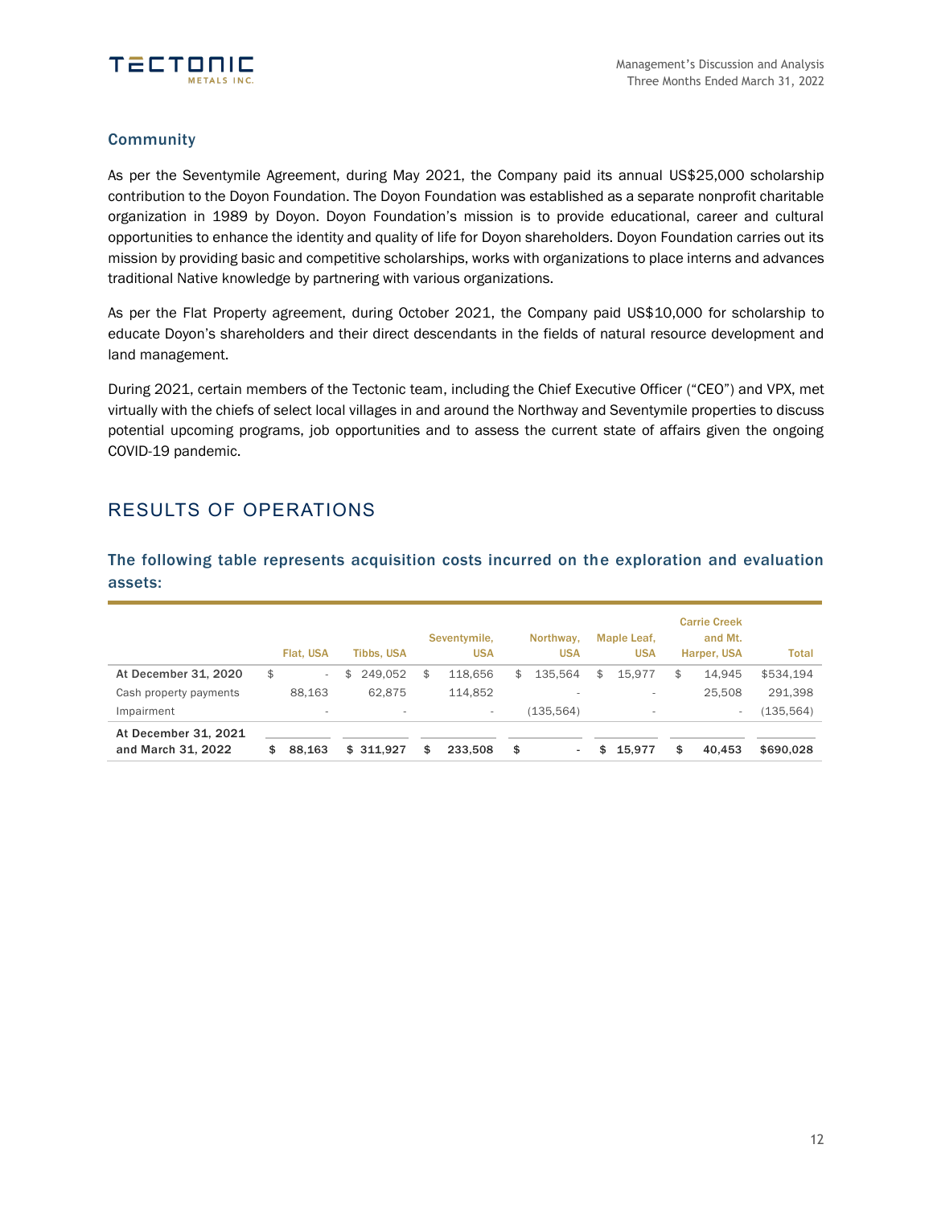### Community

As per the Seventymile Agreement, during May 2021, the Company paid its annual US$25,000 scholarship contribution to the Doyon Foundation. The Doyon Foundation was established as a separate nonprofit charitable organization in 1989 by Doyon. Doyon Foundation's mission is to provide educational, career and cultural opportunities to enhance the identity and quality of life for Doyon shareholders. Doyon Foundation carries out its mission by providing basic and competitive scholarships, works with organizations to place interns and advances traditional Native knowledge by partnering with various organizations.

As per the Flat Property agreement, during October 2021, the Company paid US$10,000 for scholarship to educate Doyon's shareholders and their direct descendants in the fields of natural resource development and land management.

During 2021, certain members of the Tectonic team, including the Chief Executive Officer ("CEO") and VPX, met virtually with the chiefs of select local villages in and around the Northway and Seventymile properties to discuss potential upcoming programs, job opportunities and to assess the current state of affairs given the ongoing COVID-19 pandemic.

## RESULTS OF OPERATIONS

### The following table represents acquisition costs incurred on the exploration and evaluation assets:

| | Flat, USA | Tibbs, USA | Seventymile, USA | Northway, USA | Maple Leaf, USA | Carrie Creek and Mt. Harper, USA | Total |
|---|---|---|---|---|---|---|---|
| **At December 31, 2020** | $ - | $ 249,052 | $ 118,656 | $ 135,564 | $ 15,977 | $ 14,945 | $534,194 |
| Cash property payments | 88,163 | 62,875 | 114,852 | - | - | 25,508 | 291,398 |
| Impairment | - | - | - | (135,564) | - | - | (135,564) |
| **At December 31, 2021 and March 31, 2022** | **$ 88,163** | **$ 311,927** | **$ 233,508** | **$ -** | **$ 15,977** | **$ 40,453** | **$690,028** |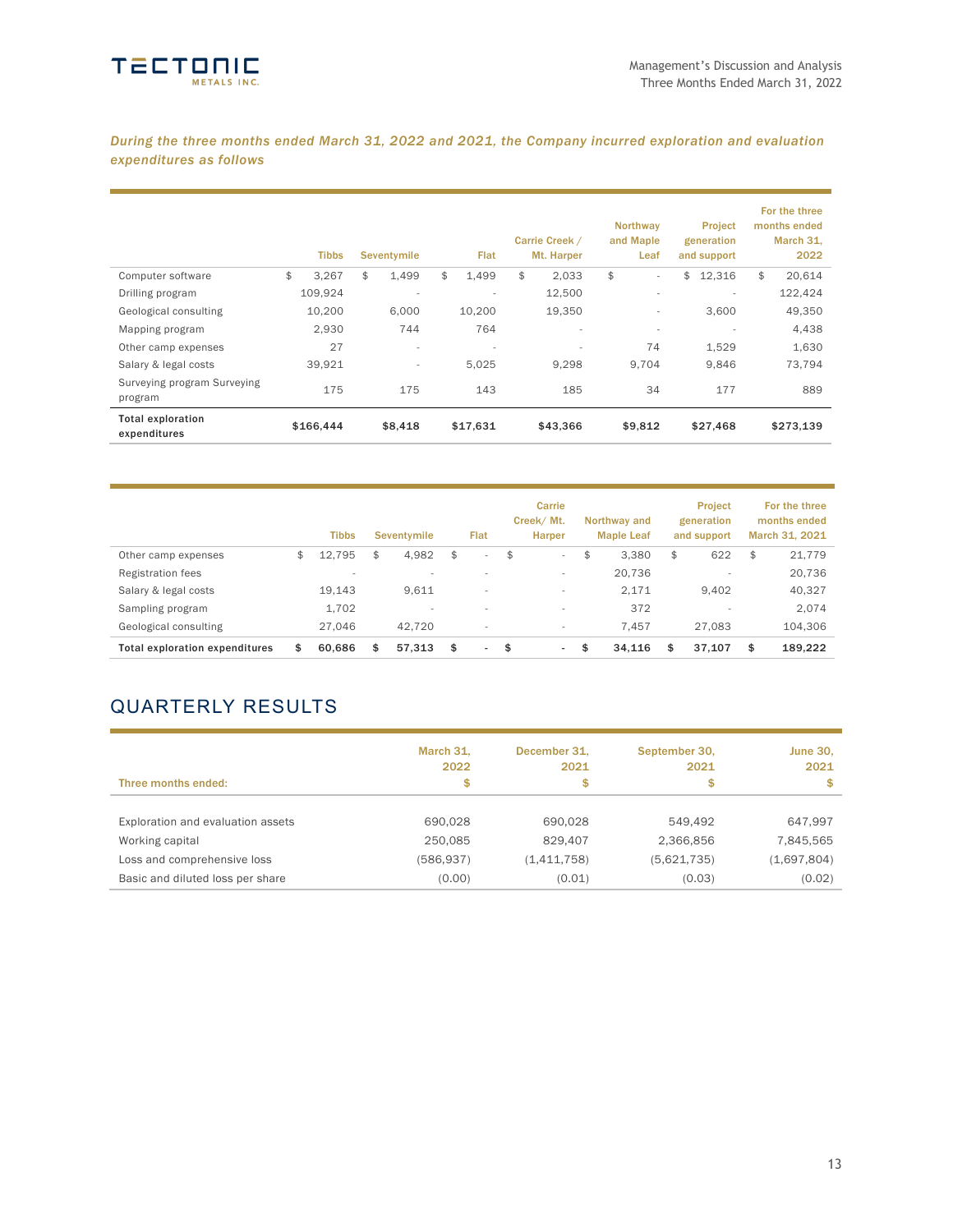*During the three months ended March 31, 2022 and 2021, the Company incurred exploration and evaluation expenditures as follows*

| | Tibbs | Seventymile | Flat | Carrie Creek / Mt. Harper | Northway and Maple Leaf | Project generation and support | For the three months ended March 31, 2022 |
|---|---|---|---|---|---|---|---|
| Computer software | $ 3,267 | $ 1,499 | $ 1,499 | $ 2,033 | $ - | $ 12,316 | $ 20,614 |
| Drilling program | 109,924 | - | - | 12,500 | - | - | 122,424 |
| Geological consulting | 10,200 | 6,000 | 10,200 | 19,350 | - | 3,600 | 49,350 |
| Mapping program | 2,930 | 744 | 764 | - | - | - | 4,438 |
| Other camp expenses | 27 | - | - | - | 74 | 1,529 | 1,630 |
| Salary & legal costs | 39,921 | - | 5,025 | 9,298 | 9,704 | 9,846 | 73,794 |
| Surveying program Surveying program | 175 | 175 | 143 | 185 | 34 | 177 | 889 |
| **Total exploration expenditures** | **$166,444** | **$8,418** | **$17,631** | **$43,366** | **$9,812** | **$27,468** | **$273,139** |

| | Tibbs | Seventymile | Flat | Carrie Creek/ Mt. Harper | Northway and Maple Leaf | Project generation and support | For the three months ended March 31, 2021 |
|---|---|---|---|---|---|---|---|
| Other camp expenses | $ 12,795 | $ 4,982 | $ - | $ - | $ 3,380 | $ 622 | $ 21,779 |
| Registration fees | - | - | - | - | 20,736 | - | 20,736 |
| Salary & legal costs | 19,143 | 9,611 | - | - | 2,171 | 9,402 | 40,327 |
| Sampling program | 1,702 | - | - | - | 372 | - | 2,074 |
| Geological consulting | 27,046 | 42,720 | - | - | 7,457 | 27,083 | 104,306 |
| **Total exploration expenditures** | **$ 60,686** | **$ 57,313** | **$ -** | **$ -** | **$ 34,116** | **$ 37,107** | **$ 189,222** |

## QUARTERLY RESULTS

| Three months ended: | March 31, 2022 $ | December 31, 2021 $ | September 30, 2021 $ | June 30, 2021 $ |
|---|---|---|---|---|
| Exploration and evaluation assets | 690,028 | 690,028 | 549,492 | 647,997 |
| Working capital | 250,085 | 829,407 | 2,366,856 | 7,845,565 |
| Loss and comprehensive loss | (586,937) | (1,411,758) | (5,621,735) | (1,697,804) |
| Basic and diluted loss per share | (0.00) | (0.01) | (0.03) | (0.02) |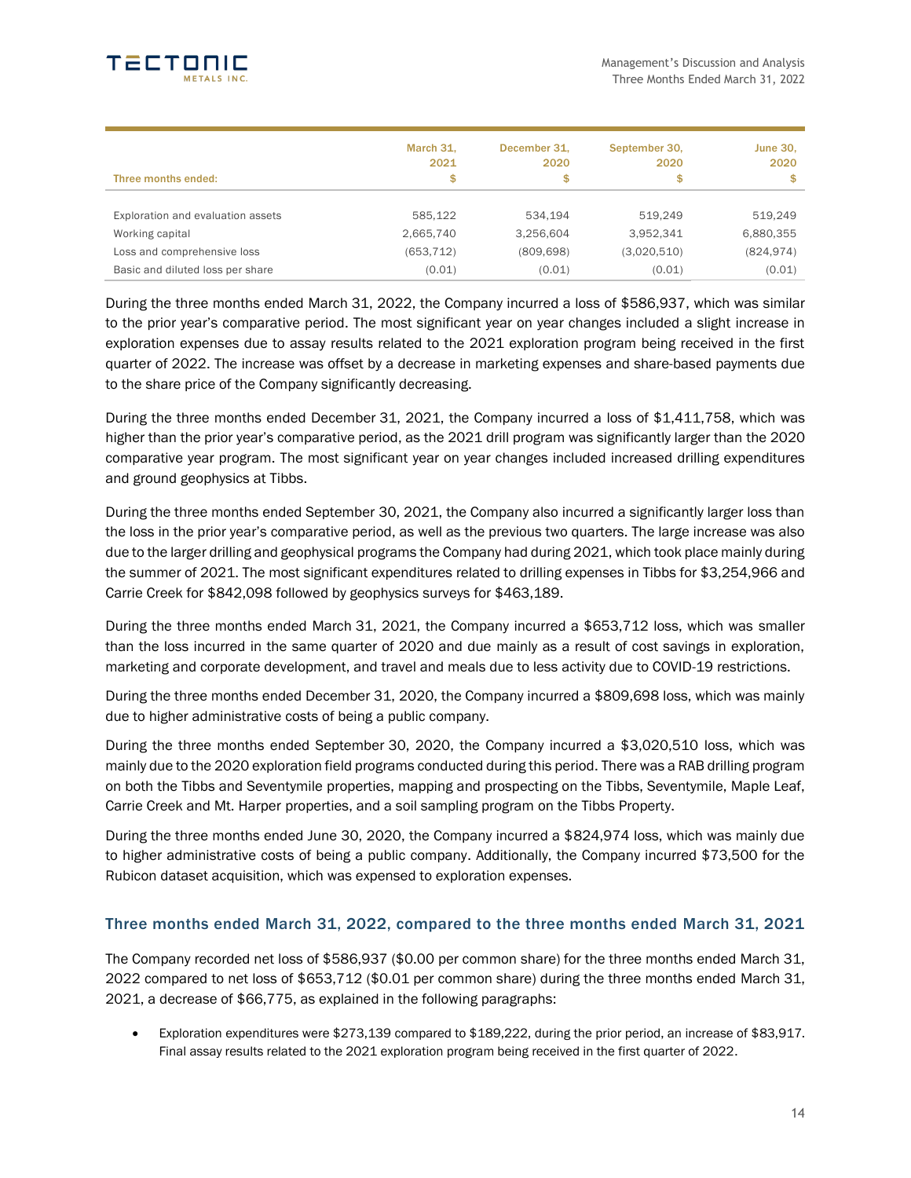| Three months ended: | March 31, 2021 $ | December 31, 2020 $ | September 30, 2020 $ | June 30, 2020 $ |
|---|---|---|---|---|
| Exploration and evaluation assets | 585,122 | 534,194 | 519,249 | 519,249 |
| Working capital | 2,665,740 | 3,256,604 | 3,952,341 | 6,880,355 |
| Loss and comprehensive loss | (653,712) | (809,698) | (3,020,510) | (824,974) |
| Basic and diluted loss per share | (0.01) | (0.01) | (0.01) | (0.01) |

During the three months ended March 31, 2022, the Company incurred a loss of $586,937, which was similar to the prior year's comparative period. The most significant year on year changes included a slight increase in exploration expenses due to assay results related to the 2021 exploration program being received in the first quarter of 2022. The increase was offset by a decrease in marketing expenses and share-based payments due to the share price of the Company significantly decreasing.

During the three months ended December 31, 2021, the Company incurred a loss of $1,411,758, which was higher than the prior year's comparative period, as the 2021 drill program was significantly larger than the 2020 comparative year program. The most significant year on year changes included increased drilling expenditures and ground geophysics at Tibbs.

During the three months ended September 30, 2021, the Company also incurred a significantly larger loss than the loss in the prior year's comparative period, as well as the previous two quarters. The large increase was also due to the larger drilling and geophysical programs the Company had during 2021, which took place mainly during the summer of 2021. The most significant expenditures related to drilling expenses in Tibbs for $3,254,966 and Carrie Creek for $842,098 followed by geophysics surveys for $463,189.

During the three months ended March 31, 2021, the Company incurred a $653,712 loss, which was smaller than the loss incurred in the same quarter of 2020 and due mainly as a result of cost savings in exploration, marketing and corporate development, and travel and meals due to less activity due to COVID-19 restrictions.

During the three months ended December 31, 2020, the Company incurred a $809,698 loss, which was mainly due to higher administrative costs of being a public company.

During the three months ended September 30, 2020, the Company incurred a $3,020,510 loss, which was mainly due to the 2020 exploration field programs conducted during this period. There was a RAB drilling program on both the Tibbs and Seventymile properties, mapping and prospecting on the Tibbs, Seventymile, Maple Leaf, Carrie Creek and Mt. Harper properties, and a soil sampling program on the Tibbs Property.

During the three months ended June 30, 2020, the Company incurred a $824,974 loss, which was mainly due to higher administrative costs of being a public company. Additionally, the Company incurred $73,500 for the Rubicon dataset acquisition, which was expensed to exploration expenses.

## Three months ended March 31, 2022, compared to the three months ended March 31, 2021

The Company recorded net loss of $586,937 ($0.00 per common share) for the three months ended March 31, 2022 compared to net loss of $653,712 ($0.01 per common share) during the three months ended March 31, 2021, a decrease of $66,775, as explained in the following paragraphs:

- Exploration expenditures were $273,139 compared to $189,222, during the prior period, an increase of $83,917. Final assay results related to the 2021 exploration program being received in the first quarter of 2022.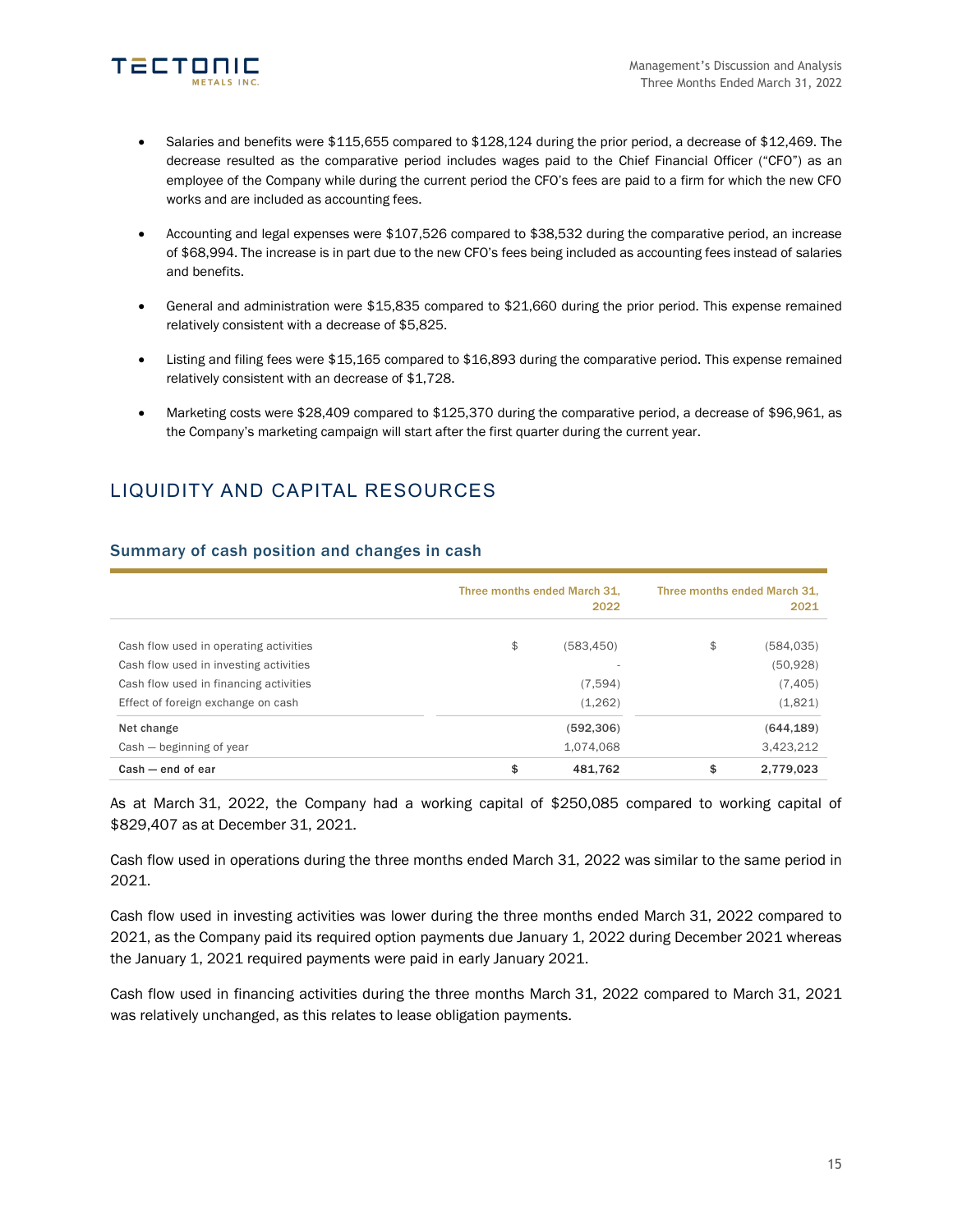- Salaries and benefits were $115,655 compared to $128,124 during the prior period, a decrease of $12,469. The decrease resulted as the comparative period includes wages paid to the Chief Financial Officer ("CFO") as an employee of the Company while during the current period the CFO's fees are paid to a firm for which the new CFO works and are included as accounting fees.

- Accounting and legal expenses were $107,526 compared to $38,532 during the comparative period, an increase of $68,994. The increase is in part due to the new CFO's fees being included as accounting fees instead of salaries and benefits.

- General and administration were $15,835 compared to $21,660 during the prior period. This expense remained relatively consistent with a decrease of $5,825.

- Listing and filing fees were $15,165 compared to $16,893 during the comparative period. This expense remained relatively consistent with an decrease of $1,728.

- Marketing costs were $28,409 compared to $125,370 during the comparative period, a decrease of $96,961, as the Company's marketing campaign will start after the first quarter during the current year.

# LIQUIDITY AND CAPITAL RESOURCES

## Summary of cash position and changes in cash

| | Three months ended March 31, 2022 | Three months ended March 31, 2021 |
|---|---|---|
| Cash flow used in operating activities | $ (583,450) | $ (584,035) |
| Cash flow used in investing activities | - | (50,928) |
| Cash flow used in financing activities | (7,594) | (7,405) |
| Effect of foreign exchange on cash | (1,262) | (1,821) |
| **Net change** | **(592,306)** | **(644,189)** |
| Cash — beginning of year | 1,074,068 | 3,423,212 |
| **Cash — end of ear** | **$ 481,762** | **$ 2,779,023** |

As at March 31, 2022, the Company had a working capital of $250,085 compared to working capital of $829,407 as at December 31, 2021.

Cash flow used in operations during the three months ended March 31, 2022 was similar to the same period in 2021.

Cash flow used in investing activities was lower during the three months ended March 31, 2022 compared to 2021, as the Company paid its required option payments due January 1, 2022 during December 2021 whereas the January 1, 2021 required payments were paid in early January 2021.

Cash flow used in financing activities during the three months March 31, 2022 compared to March 31, 2021 was relatively unchanged, as this relates to lease obligation payments.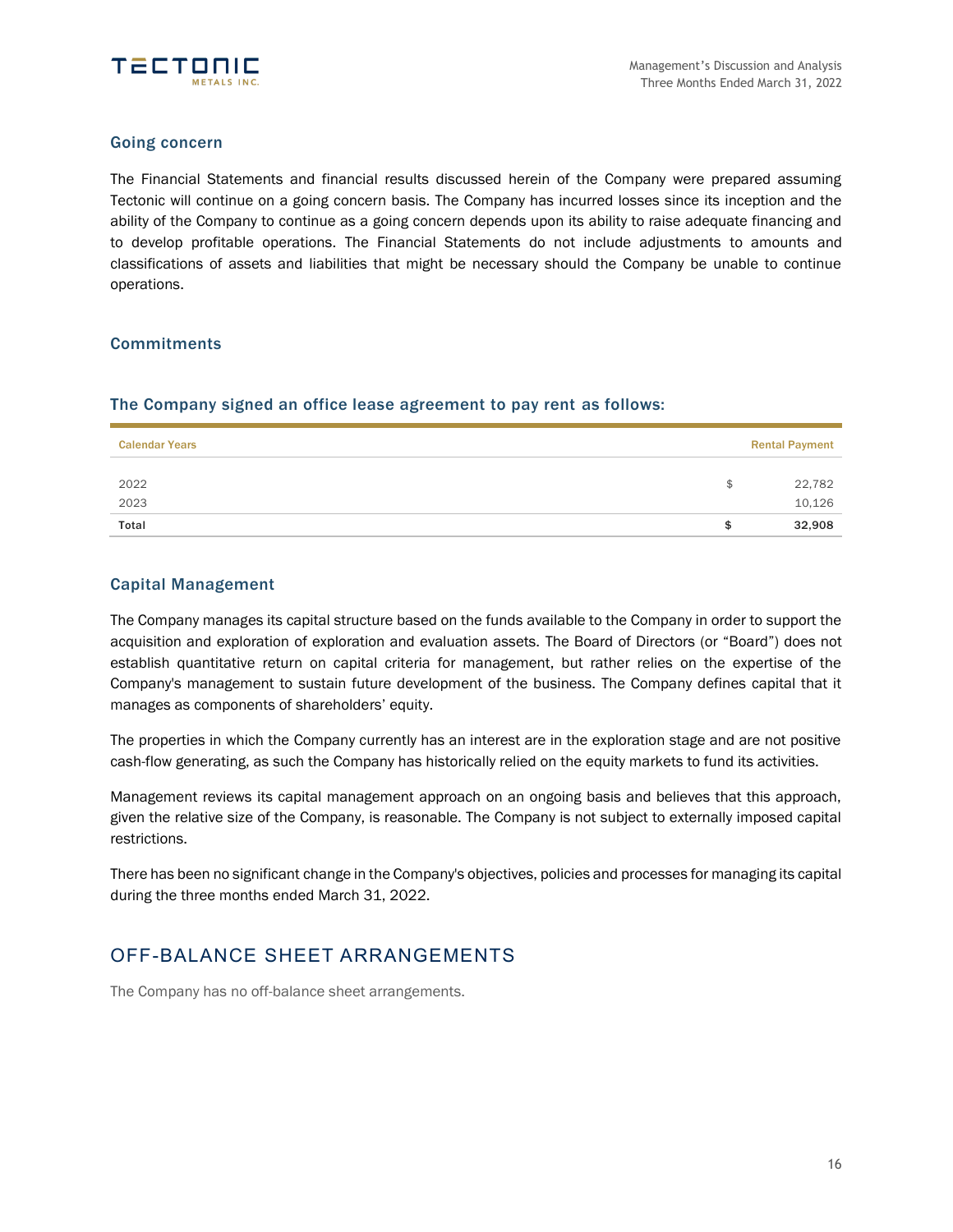### Going concern

The Financial Statements and financial results discussed herein of the Company were prepared assuming Tectonic will continue on a going concern basis. The Company has incurred losses since its inception and the ability of the Company to continue as a going concern depends upon its ability to raise adequate financing and to develop profitable operations. The Financial Statements do not include adjustments to amounts and classifications of assets and liabilities that might be necessary should the Company be unable to continue operations.

### Commitments

#### The Company signed an office lease agreement to pay rent as follows:

| Calendar Years | | Rental Payment |
|---|---|---|
| 2022 | $ | 22,782 |
| 2023 | | 10,126 |
| **Total** | **$** | **32,908** |

### Capital Management

The Company manages its capital structure based on the funds available to the Company in order to support the acquisition and exploration of exploration and evaluation assets. The Board of Directors (or "Board") does not establish quantitative return on capital criteria for management, but rather relies on the expertise of the Company's management to sustain future development of the business. The Company defines capital that it manages as components of shareholders' equity.

The properties in which the Company currently has an interest are in the exploration stage and are not positive cash-flow generating, as such the Company has historically relied on the equity markets to fund its activities.

Management reviews its capital management approach on an ongoing basis and believes that this approach, given the relative size of the Company, is reasonable. The Company is not subject to externally imposed capital restrictions.

There has been no significant change in the Company's objectives, policies and processes for managing its capital during the three months ended March 31, 2022.

## OFF-BALANCE SHEET ARRANGEMENTS

The Company has no off-balance sheet arrangements.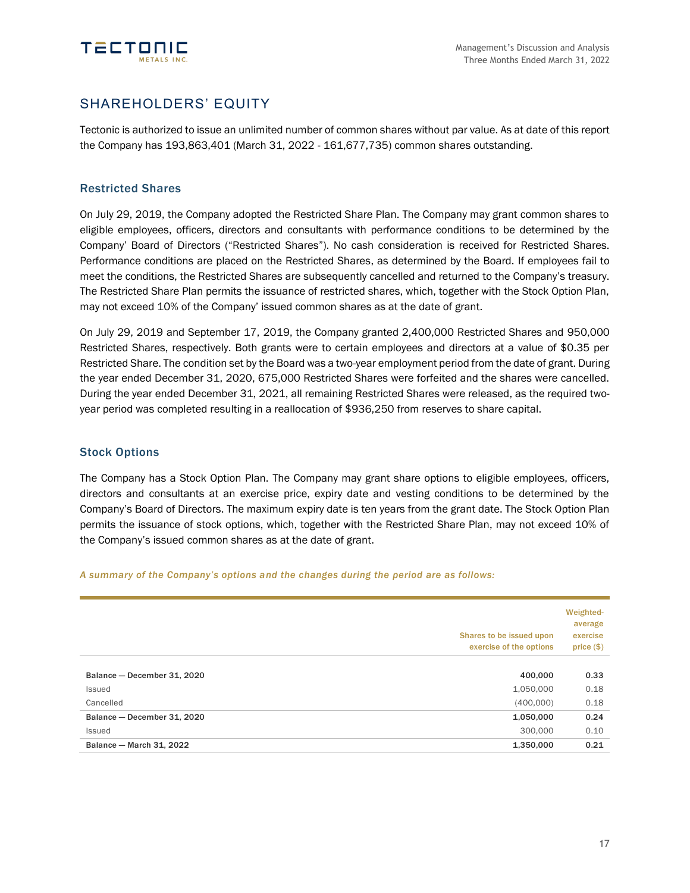## SHAREHOLDERS' EQUITY

Tectonic is authorized to issue an unlimited number of common shares without par value. As at date of this report the Company has 193,863,401 (March 31, 2022 - 161,677,735) common shares outstanding.

### Restricted Shares

On July 29, 2019, the Company adopted the Restricted Share Plan. The Company may grant common shares to eligible employees, officers, directors and consultants with performance conditions to be determined by the Company' Board of Directors ("Restricted Shares"). No cash consideration is received for Restricted Shares. Performance conditions are placed on the Restricted Shares, as determined by the Board. If employees fail to meet the conditions, the Restricted Shares are subsequently cancelled and returned to the Company's treasury. The Restricted Share Plan permits the issuance of restricted shares, which, together with the Stock Option Plan, may not exceed 10% of the Company' issued common shares as at the date of grant.

On July 29, 2019 and September 17, 2019, the Company granted 2,400,000 Restricted Shares and 950,000 Restricted Shares, respectively. Both grants were to certain employees and directors at a value of $0.35 per Restricted Share. The condition set by the Board was a two-year employment period from the date of grant. During the year ended December 31, 2020, 675,000 Restricted Shares were forfeited and the shares were cancelled. During the year ended December 31, 2021, all remaining Restricted Shares were released, as the required two-year period was completed resulting in a reallocation of $936,250 from reserves to share capital.

### Stock Options

The Company has a Stock Option Plan. The Company may grant share options to eligible employees, officers, directors and consultants at an exercise price, expiry date and vesting conditions to be determined by the Company's Board of Directors. The maximum expiry date is ten years from the grant date. The Stock Option Plan permits the issuance of stock options, which, together with the Restricted Share Plan, may not exceed 10% of the Company's issued common shares as at the date of grant.

*A summary of the Company's options and the changes during the period are as follows:*

| | Shares to be issued upon exercise of the options | Weighted-average exercise price ($) |
|---|---|---|
| **Balance — December 31, 2020** | **400,000** | **0.33** |
| Issued | 1,050,000 | 0.18 |
| Cancelled | (400,000) | 0.18 |
| **Balance — December 31, 2020** | **1,050,000** | **0.24** |
| Issued | 300,000 | 0.10 |
| **Balance — March 31, 2022** | **1,350,000** | **0.21** |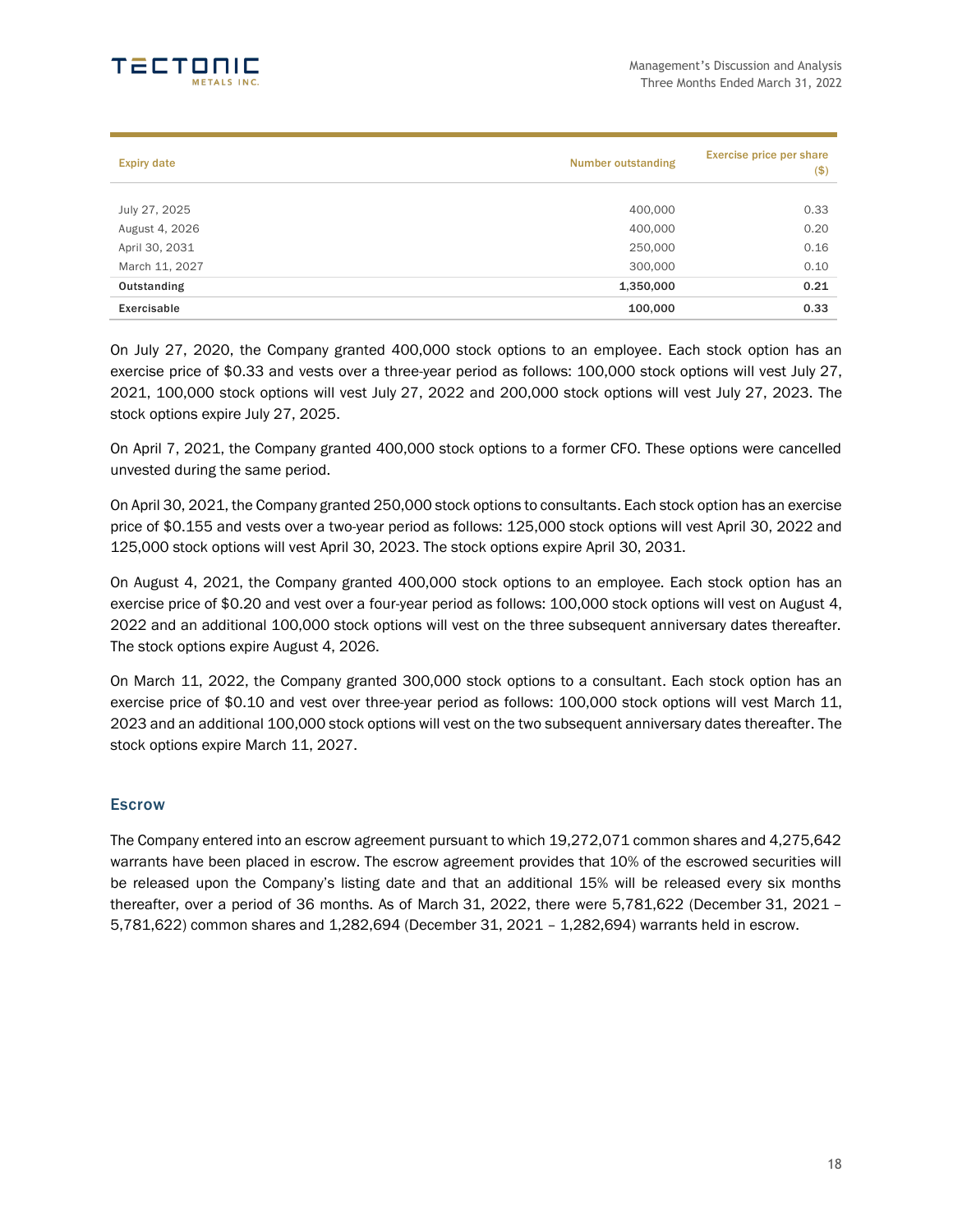| Expiry date | Number outstanding | Exercise price per share ($) |
|---|---|---|
| July 27, 2025 | 400,000 | 0.33 |
| August 4, 2026 | 400,000 | 0.20 |
| April 30, 2031 | 250,000 | 0.16 |
| March 11, 2027 | 300,000 | 0.10 |
| **Outstanding** | **1,350,000** | **0.21** |
| **Exercisable** | **100,000** | **0.33** |

On July 27, 2020, the Company granted 400,000 stock options to an employee. Each stock option has an exercise price of $0.33 and vests over a three-year period as follows: 100,000 stock options will vest July 27, 2021, 100,000 stock options will vest July 27, 2022 and 200,000 stock options will vest July 27, 2023. The stock options expire July 27, 2025.

On April 7, 2021, the Company granted 400,000 stock options to a former CFO. These options were cancelled unvested during the same period.

On April 30, 2021, the Company granted 250,000 stock options to consultants. Each stock option has an exercise price of $0.155 and vests over a two-year period as follows: 125,000 stock options will vest April 30, 2022 and 125,000 stock options will vest April 30, 2023. The stock options expire April 30, 2031.

On August 4, 2021, the Company granted 400,000 stock options to an employee. Each stock option has an exercise price of $0.20 and vest over a four-year period as follows: 100,000 stock options will vest on August 4, 2022 and an additional 100,000 stock options will vest on the three subsequent anniversary dates thereafter. The stock options expire August 4, 2026.

On March 11, 2022, the Company granted 300,000 stock options to a consultant. Each stock option has an exercise price of $0.10 and vest over three-year period as follows: 100,000 stock options will vest March 11, 2023 and an additional 100,000 stock options will vest on the two subsequent anniversary dates thereafter. The stock options expire March 11, 2027.

## Escrow

The Company entered into an escrow agreement pursuant to which 19,272,071 common shares and 4,275,642 warrants have been placed in escrow. The escrow agreement provides that 10% of the escrowed securities will be released upon the Company's listing date and that an additional 15% will be released every six months thereafter, over a period of 36 months. As of March 31, 2022, there were 5,781,622 (December 31, 2021 – 5,781,622) common shares and 1,282,694 (December 31, 2021 – 1,282,694) warrants held in escrow.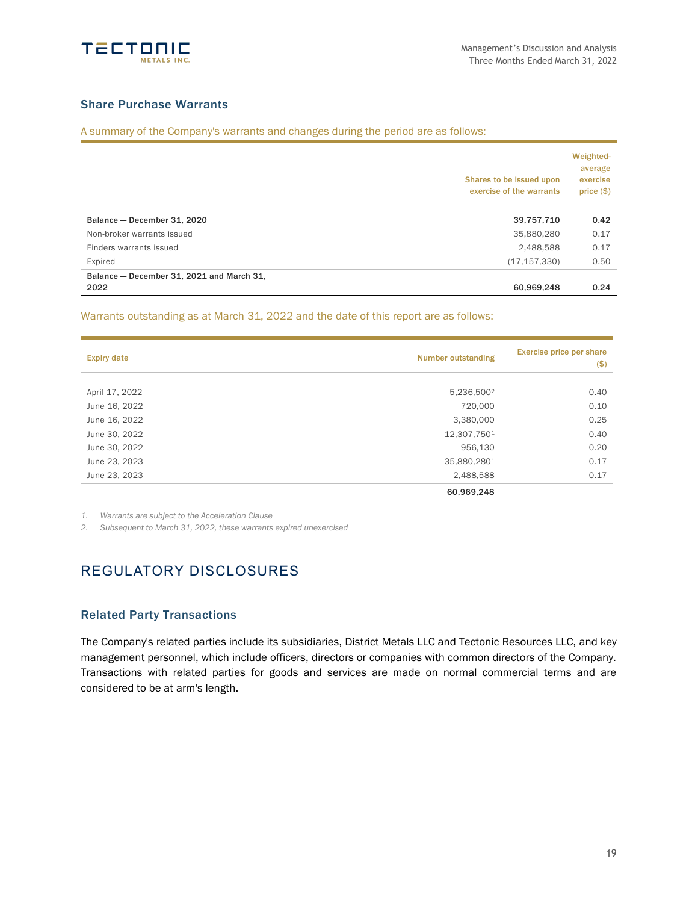## Share Purchase Warrants

A summary of the Company's warrants and changes during the period are as follows:

| | Shares to be issued upon exercise of the warrants | Weighted-average exercise price ($) |
|---|---|---|
| **Balance — December 31, 2020** | **39,757,710** | **0.42** |
| Non-broker warrants issued | 35,880,280 | 0.17 |
| Finders warrants issued | 2,488,588 | 0.17 |
| Expired | (17,157,330) | 0.50 |
| **Balance — December 31, 2021 and March 31, 2022** | **60,969,248** | **0.24** |

Warrants outstanding as at March 31, 2022 and the date of this report are as follows:

| Expiry date | Number outstanding | Exercise price per share ($) |
|---|---|---|
| April 17, 2022 | 5,236,500[2] | 0.40 |
| June 16, 2022 | 720,000 | 0.10 |
| June 16, 2022 | 3,380,000 | 0.25 |
| June 30, 2022 | 12,307,750[1] | 0.40 |
| June 30, 2022 | 956,130 | 0.20 |
| June 23, 2023 | 35,880,280[1] | 0.17 |
| June 23, 2023 | 2,488,588 | 0.17 |
| | **60,969,248** | |

1. *Warrants are subject to the Acceleration Clause*
2. *Subsequent to March 31, 2022, these warrants expired unexercised*

# REGULATORY DISCLOSURES

## Related Party Transactions

The Company's related parties include its subsidiaries, District Metals LLC and Tectonic Resources LLC, and key management personnel, which include officers, directors or companies with common directors of the Company. Transactions with related parties for goods and services are made on normal commercial terms and are considered to be at arm's length.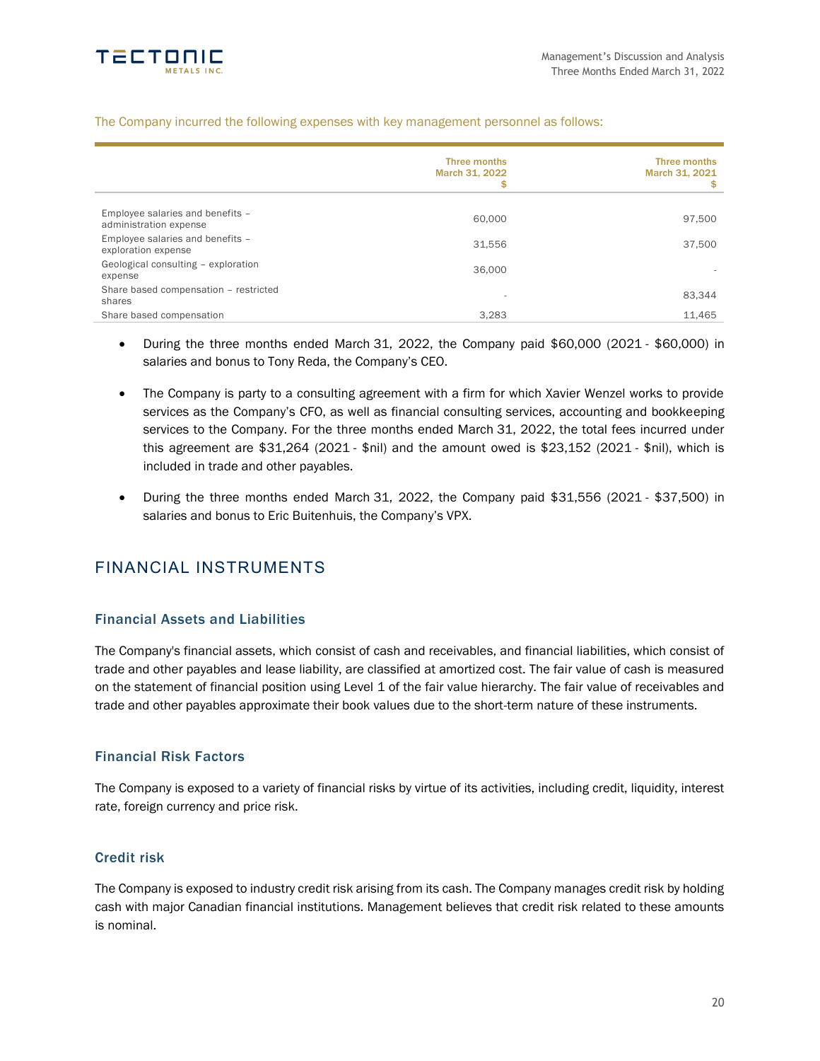The Company incurred the following expenses with key management personnel as follows:

| | Three months March 31, 2022 $ | Three months March 31, 2021 $ |
|---|---|---|
| Employee salaries and benefits – administration expense | 60,000 | 97,500 |
| Employee salaries and benefits – exploration expense | 31,556 | 37,500 |
| Geological consulting – exploration expense | 36,000 | - |
| Share based compensation – restricted shares | - | 83,344 |
| Share based compensation | 3,283 | 11,465 |

- During the three months ended March 31, 2022, the Company paid $60,000 (2021 - $60,000) in salaries and bonus to Tony Reda, the Company's CEO.
- The Company is party to a consulting agreement with a firm for which Xavier Wenzel works to provide services as the Company's CFO, as well as financial consulting services, accounting and bookkeeping services to the Company. For the three months ended March 31, 2022, the total fees incurred under this agreement are $31,264 (2021 - $nil) and the amount owed is $23,152 (2021 - $nil), which is included in trade and other payables.
- During the three months ended March 31, 2022, the Company paid $31,556 (2021 - $37,500) in salaries and bonus to Eric Buitenhuis, the Company's VPX.

# FINANCIAL INSTRUMENTS

## Financial Assets and Liabilities

The Company's financial assets, which consist of cash and receivables, and financial liabilities, which consist of trade and other payables and lease liability, are classified at amortized cost. The fair value of cash is measured on the statement of financial position using Level 1 of the fair value hierarchy. The fair value of receivables and trade and other payables approximate their book values due to the short-term nature of these instruments.

## Financial Risk Factors

The Company is exposed to a variety of financial risks by virtue of its activities, including credit, liquidity, interest rate, foreign currency and price risk.

### Credit risk

The Company is exposed to industry credit risk arising from its cash. The Company manages credit risk by holding cash with major Canadian financial institutions. Management believes that credit risk related to these amounts is nominal.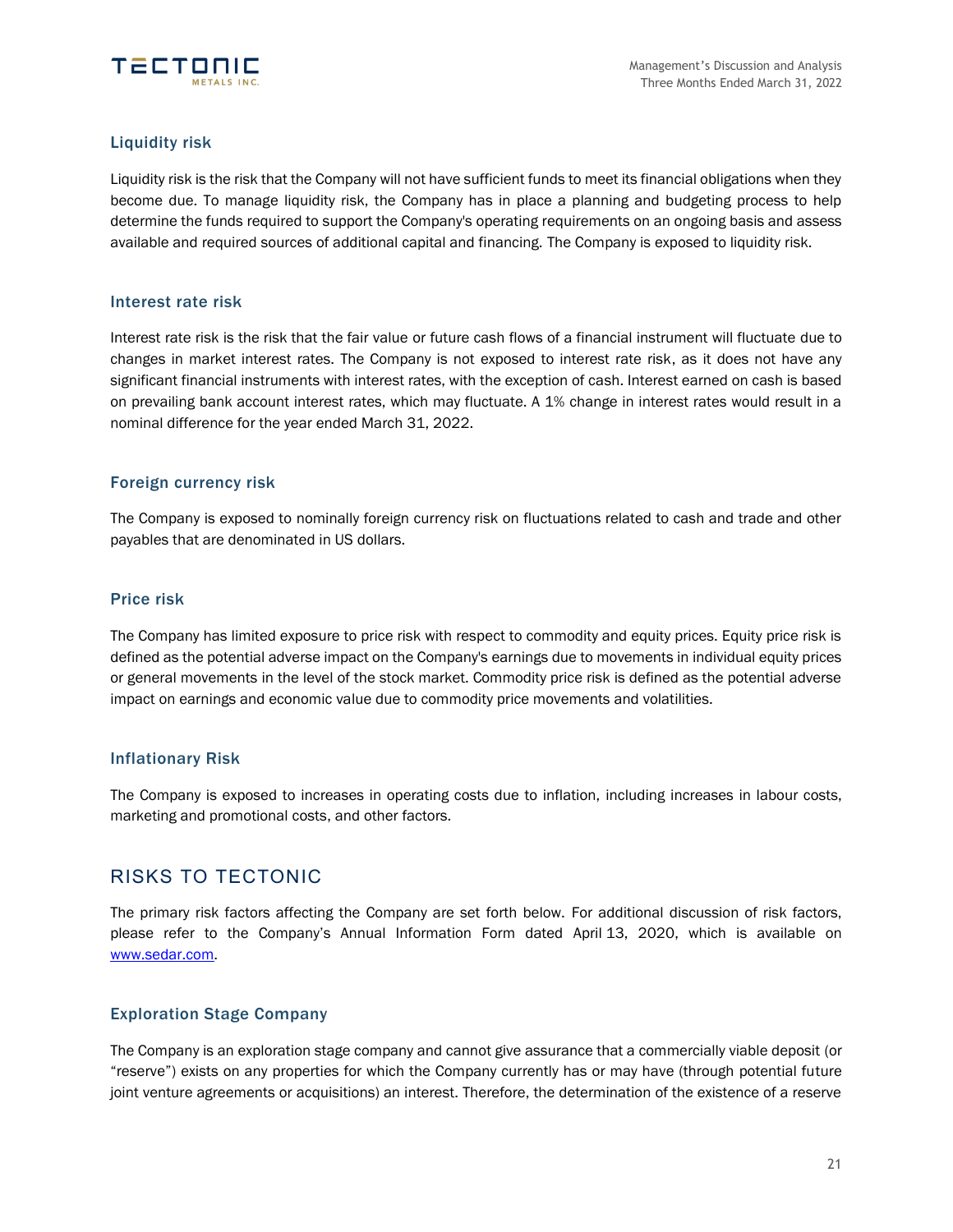### Liquidity risk

Liquidity risk is the risk that the Company will not have sufficient funds to meet its financial obligations when they become due. To manage liquidity risk, the Company has in place a planning and budgeting process to help determine the funds required to support the Company's operating requirements on an ongoing basis and assess available and required sources of additional capital and financing. The Company is exposed to liquidity risk.

### Interest rate risk

Interest rate risk is the risk that the fair value or future cash flows of a financial instrument will fluctuate due to changes in market interest rates. The Company is not exposed to interest rate risk, as it does not have any significant financial instruments with interest rates, with the exception of cash. Interest earned on cash is based on prevailing bank account interest rates, which may fluctuate. A 1% change in interest rates would result in a nominal difference for the year ended March 31, 2022.

### Foreign currency risk

The Company is exposed to nominally foreign currency risk on fluctuations related to cash and trade and other payables that are denominated in US dollars.

### Price risk

The Company has limited exposure to price risk with respect to commodity and equity prices. Equity price risk is defined as the potential adverse impact on the Company's earnings due to movements in individual equity prices or general movements in the level of the stock market. Commodity price risk is defined as the potential adverse impact on earnings and economic value due to commodity price movements and volatilities.

### Inflationary Risk

The Company is exposed to increases in operating costs due to inflation, including increases in labour costs, marketing and promotional costs, and other factors.

## RISKS TO TECTONIC

The primary risk factors affecting the Company are set forth below. For additional discussion of risk factors, please refer to the Company's Annual Information Form dated April 13, 2020, which is available on www.sedar.com.

### Exploration Stage Company

The Company is an exploration stage company and cannot give assurance that a commercially viable deposit (or "reserve") exists on any properties for which the Company currently has or may have (through potential future joint venture agreements or acquisitions) an interest. Therefore, the determination of the existence of a reserve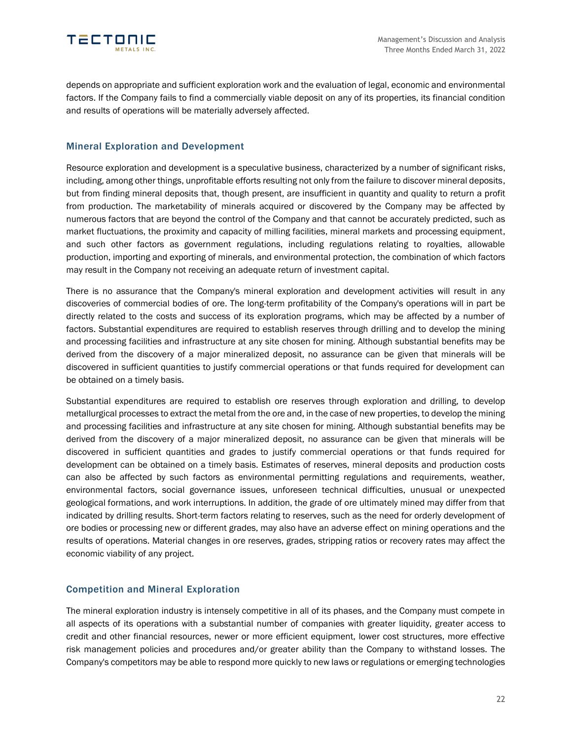depends on appropriate and sufficient exploration work and the evaluation of legal, economic and environmental factors. If the Company fails to find a commercially viable deposit on any of its properties, its financial condition and results of operations will be materially adversely affected.

## Mineral Exploration and Development

Resource exploration and development is a speculative business, characterized by a number of significant risks, including, among other things, unprofitable efforts resulting not only from the failure to discover mineral deposits, but from finding mineral deposits that, though present, are insufficient in quantity and quality to return a profit from production. The marketability of minerals acquired or discovered by the Company may be affected by numerous factors that are beyond the control of the Company and that cannot be accurately predicted, such as market fluctuations, the proximity and capacity of milling facilities, mineral markets and processing equipment, and such other factors as government regulations, including regulations relating to royalties, allowable production, importing and exporting of minerals, and environmental protection, the combination of which factors may result in the Company not receiving an adequate return of investment capital.

There is no assurance that the Company's mineral exploration and development activities will result in any discoveries of commercial bodies of ore. The long-term profitability of the Company's operations will in part be directly related to the costs and success of its exploration programs, which may be affected by a number of factors. Substantial expenditures are required to establish reserves through drilling and to develop the mining and processing facilities and infrastructure at any site chosen for mining. Although substantial benefits may be derived from the discovery of a major mineralized deposit, no assurance can be given that minerals will be discovered in sufficient quantities to justify commercial operations or that funds required for development can be obtained on a timely basis.

Substantial expenditures are required to establish ore reserves through exploration and drilling, to develop metallurgical processes to extract the metal from the ore and, in the case of new properties, to develop the mining and processing facilities and infrastructure at any site chosen for mining. Although substantial benefits may be derived from the discovery of a major mineralized deposit, no assurance can be given that minerals will be discovered in sufficient quantities and grades to justify commercial operations or that funds required for development can be obtained on a timely basis. Estimates of reserves, mineral deposits and production costs can also be affected by such factors as environmental permitting regulations and requirements, weather, environmental factors, social governance issues, unforeseen technical difficulties, unusual or unexpected geological formations, and work interruptions. In addition, the grade of ore ultimately mined may differ from that indicated by drilling results. Short-term factors relating to reserves, such as the need for orderly development of ore bodies or processing new or different grades, may also have an adverse effect on mining operations and the results of operations. Material changes in ore reserves, grades, stripping ratios or recovery rates may affect the economic viability of any project.

## Competition and Mineral Exploration

The mineral exploration industry is intensely competitive in all of its phases, and the Company must compete in all aspects of its operations with a substantial number of companies with greater liquidity, greater access to credit and other financial resources, newer or more efficient equipment, lower cost structures, more effective risk management policies and procedures and/or greater ability than the Company to withstand losses. The Company's competitors may be able to respond more quickly to new laws or regulations or emerging technologies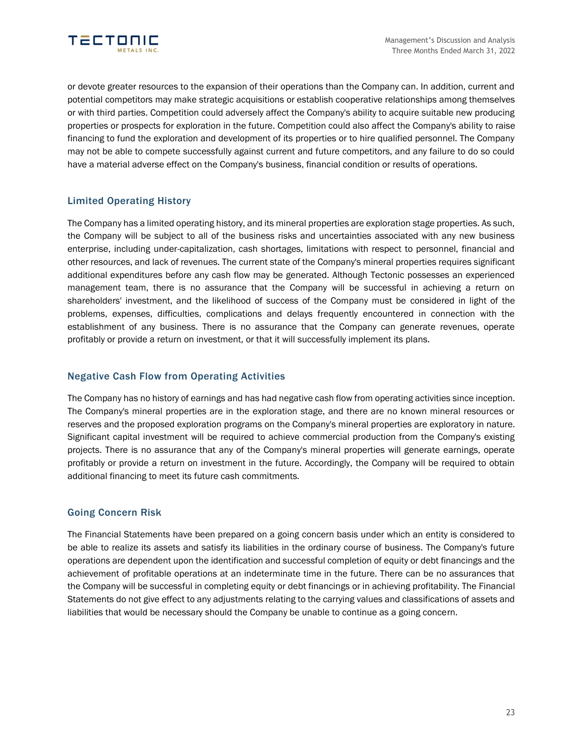or devote greater resources to the expansion of their operations than the Company can. In addition, current and potential competitors may make strategic acquisitions or establish cooperative relationships among themselves or with third parties. Competition could adversely affect the Company's ability to acquire suitable new producing properties or prospects for exploration in the future. Competition could also affect the Company's ability to raise financing to fund the exploration and development of its properties or to hire qualified personnel. The Company may not be able to compete successfully against current and future competitors, and any failure to do so could have a material adverse effect on the Company's business, financial condition or results of operations.

## Limited Operating History

The Company has a limited operating history, and its mineral properties are exploration stage properties. As such, the Company will be subject to all of the business risks and uncertainties associated with any new business enterprise, including under-capitalization, cash shortages, limitations with respect to personnel, financial and other resources, and lack of revenues. The current state of the Company's mineral properties requires significant additional expenditures before any cash flow may be generated. Although Tectonic possesses an experienced management team, there is no assurance that the Company will be successful in achieving a return on shareholders' investment, and the likelihood of success of the Company must be considered in light of the problems, expenses, difficulties, complications and delays frequently encountered in connection with the establishment of any business. There is no assurance that the Company can generate revenues, operate profitably or provide a return on investment, or that it will successfully implement its plans.

## Negative Cash Flow from Operating Activities

The Company has no history of earnings and has had negative cash flow from operating activities since inception. The Company's mineral properties are in the exploration stage, and there are no known mineral resources or reserves and the proposed exploration programs on the Company's mineral properties are exploratory in nature. Significant capital investment will be required to achieve commercial production from the Company's existing projects. There is no assurance that any of the Company's mineral properties will generate earnings, operate profitably or provide a return on investment in the future. Accordingly, the Company will be required to obtain additional financing to meet its future cash commitments.

## Going Concern Risk

The Financial Statements have been prepared on a going concern basis under which an entity is considered to be able to realize its assets and satisfy its liabilities in the ordinary course of business. The Company's future operations are dependent upon the identification and successful completion of equity or debt financings and the achievement of profitable operations at an indeterminate time in the future. There can be no assurances that the Company will be successful in completing equity or debt financings or in achieving profitability. The Financial Statements do not give effect to any adjustments relating to the carrying values and classifications of assets and liabilities that would be necessary should the Company be unable to continue as a going concern.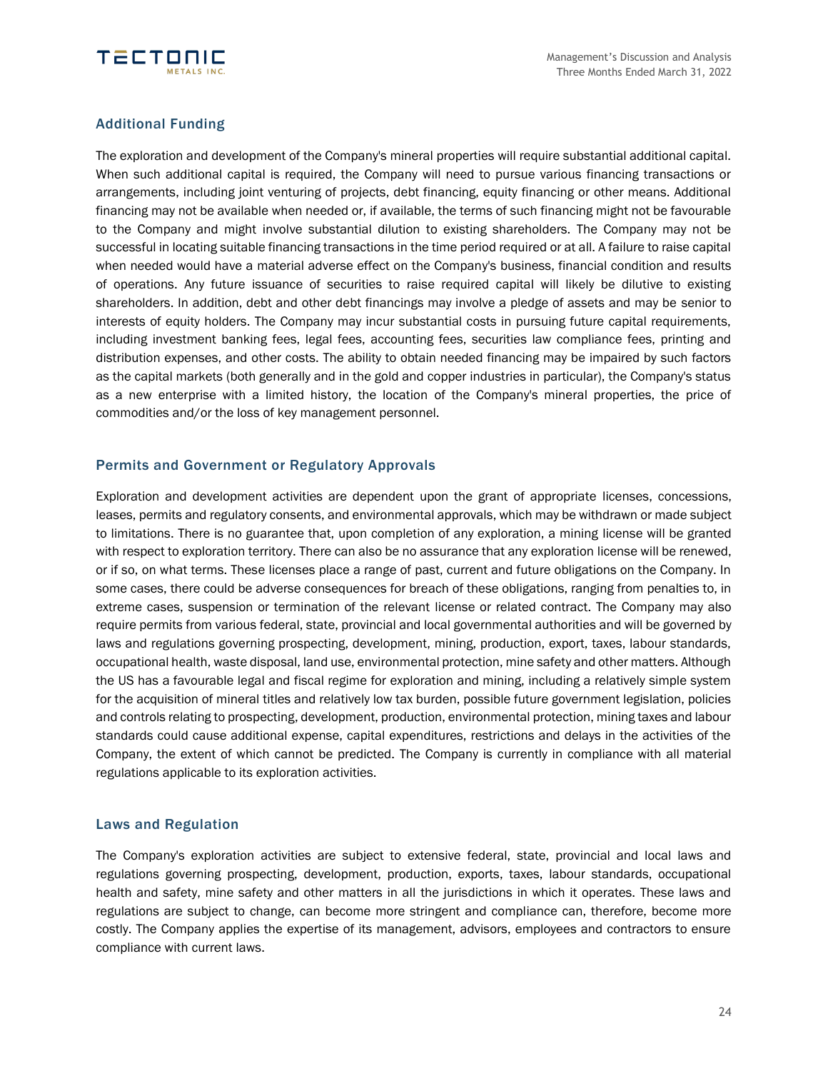## Additional Funding

The exploration and development of the Company's mineral properties will require substantial additional capital. When such additional capital is required, the Company will need to pursue various financing transactions or arrangements, including joint venturing of projects, debt financing, equity financing or other means. Additional financing may not be available when needed or, if available, the terms of such financing might not be favourable to the Company and might involve substantial dilution to existing shareholders. The Company may not be successful in locating suitable financing transactions in the time period required or at all. A failure to raise capital when needed would have a material adverse effect on the Company's business, financial condition and results of operations. Any future issuance of securities to raise required capital will likely be dilutive to existing shareholders. In addition, debt and other debt financings may involve a pledge of assets and may be senior to interests of equity holders. The Company may incur substantial costs in pursuing future capital requirements, including investment banking fees, legal fees, accounting fees, securities law compliance fees, printing and distribution expenses, and other costs. The ability to obtain needed financing may be impaired by such factors as the capital markets (both generally and in the gold and copper industries in particular), the Company's status as a new enterprise with a limited history, the location of the Company's mineral properties, the price of commodities and/or the loss of key management personnel.

## Permits and Government or Regulatory Approvals

Exploration and development activities are dependent upon the grant of appropriate licenses, concessions, leases, permits and regulatory consents, and environmental approvals, which may be withdrawn or made subject to limitations. There is no guarantee that, upon completion of any exploration, a mining license will be granted with respect to exploration territory. There can also be no assurance that any exploration license will be renewed, or if so, on what terms. These licenses place a range of past, current and future obligations on the Company. In some cases, there could be adverse consequences for breach of these obligations, ranging from penalties to, in extreme cases, suspension or termination of the relevant license or related contract. The Company may also require permits from various federal, state, provincial and local governmental authorities and will be governed by laws and regulations governing prospecting, development, mining, production, export, taxes, labour standards, occupational health, waste disposal, land use, environmental protection, mine safety and other matters. Although the US has a favourable legal and fiscal regime for exploration and mining, including a relatively simple system for the acquisition of mineral titles and relatively low tax burden, possible future government legislation, policies and controls relating to prospecting, development, production, environmental protection, mining taxes and labour standards could cause additional expense, capital expenditures, restrictions and delays in the activities of the Company, the extent of which cannot be predicted. The Company is currently in compliance with all material regulations applicable to its exploration activities.

## Laws and Regulation

The Company's exploration activities are subject to extensive federal, state, provincial and local laws and regulations governing prospecting, development, production, exports, taxes, labour standards, occupational health and safety, mine safety and other matters in all the jurisdictions in which it operates. These laws and regulations are subject to change, can become more stringent and compliance can, therefore, become more costly. The Company applies the expertise of its management, advisors, employees and contractors to ensure compliance with current laws.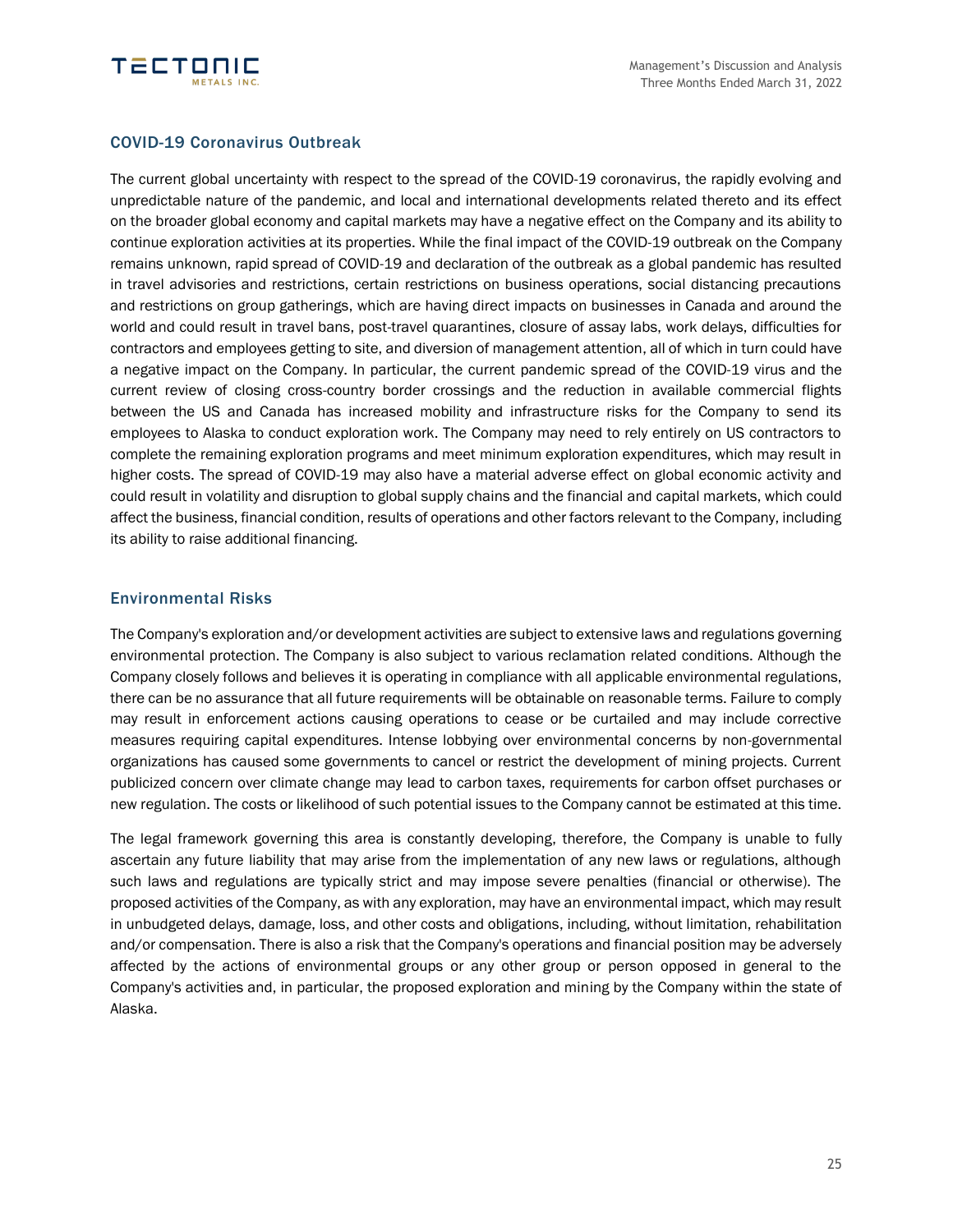## COVID-19 Coronavirus Outbreak

The current global uncertainty with respect to the spread of the COVID-19 coronavirus, the rapidly evolving and unpredictable nature of the pandemic, and local and international developments related thereto and its effect on the broader global economy and capital markets may have a negative effect on the Company and its ability to continue exploration activities at its properties. While the final impact of the COVID-19 outbreak on the Company remains unknown, rapid spread of COVID-19 and declaration of the outbreak as a global pandemic has resulted in travel advisories and restrictions, certain restrictions on business operations, social distancing precautions and restrictions on group gatherings, which are having direct impacts on businesses in Canada and around the world and could result in travel bans, post-travel quarantines, closure of assay labs, work delays, difficulties for contractors and employees getting to site, and diversion of management attention, all of which in turn could have a negative impact on the Company. In particular, the current pandemic spread of the COVID-19 virus and the current review of closing cross-country border crossings and the reduction in available commercial flights between the US and Canada has increased mobility and infrastructure risks for the Company to send its employees to Alaska to conduct exploration work. The Company may need to rely entirely on US contractors to complete the remaining exploration programs and meet minimum exploration expenditures, which may result in higher costs. The spread of COVID-19 may also have a material adverse effect on global economic activity and could result in volatility and disruption to global supply chains and the financial and capital markets, which could affect the business, financial condition, results of operations and other factors relevant to the Company, including its ability to raise additional financing.

## Environmental Risks

The Company's exploration and/or development activities are subject to extensive laws and regulations governing environmental protection. The Company is also subject to various reclamation related conditions. Although the Company closely follows and believes it is operating in compliance with all applicable environmental regulations, there can be no assurance that all future requirements will be obtainable on reasonable terms. Failure to comply may result in enforcement actions causing operations to cease or be curtailed and may include corrective measures requiring capital expenditures. Intense lobbying over environmental concerns by non-governmental organizations has caused some governments to cancel or restrict the development of mining projects. Current publicized concern over climate change may lead to carbon taxes, requirements for carbon offset purchases or new regulation. The costs or likelihood of such potential issues to the Company cannot be estimated at this time.

The legal framework governing this area is constantly developing, therefore, the Company is unable to fully ascertain any future liability that may arise from the implementation of any new laws or regulations, although such laws and regulations are typically strict and may impose severe penalties (financial or otherwise). The proposed activities of the Company, as with any exploration, may have an environmental impact, which may result in unbudgeted delays, damage, loss, and other costs and obligations, including, without limitation, rehabilitation and/or compensation. There is also a risk that the Company's operations and financial position may be adversely affected by the actions of environmental groups or any other group or person opposed in general to the Company's activities and, in particular, the proposed exploration and mining by the Company within the state of Alaska.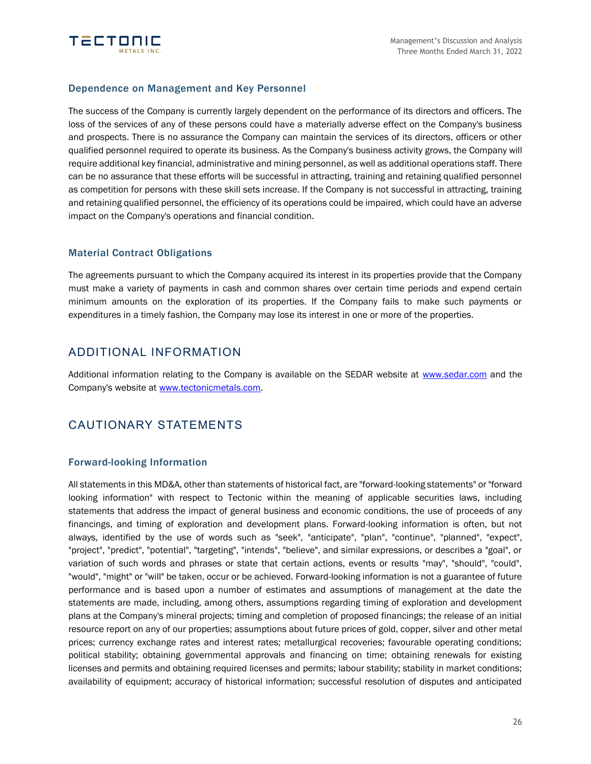### Dependence on Management and Key Personnel

The success of the Company is currently largely dependent on the performance of its directors and officers. The loss of the services of any of these persons could have a materially adverse effect on the Company's business and prospects. There is no assurance the Company can maintain the services of its directors, officers or other qualified personnel required to operate its business. As the Company's business activity grows, the Company will require additional key financial, administrative and mining personnel, as well as additional operations staff. There can be no assurance that these efforts will be successful in attracting, training and retaining qualified personnel as competition for persons with these skill sets increase. If the Company is not successful in attracting, training and retaining qualified personnel, the efficiency of its operations could be impaired, which could have an adverse impact on the Company's operations and financial condition.

### Material Contract Obligations

The agreements pursuant to which the Company acquired its interest in its properties provide that the Company must make a variety of payments in cash and common shares over certain time periods and expend certain minimum amounts on the exploration of its properties. If the Company fails to make such payments or expenditures in a timely fashion, the Company may lose its interest in one or more of the properties.

## ADDITIONAL INFORMATION

Additional information relating to the Company is available on the SEDAR website at www.sedar.com and the Company's website at www.tectonicmetals.com.

## CAUTIONARY STATEMENTS

### Forward-looking Information

All statements in this MD&A, other than statements of historical fact, are "forward-looking statements" or "forward looking information" with respect to Tectonic within the meaning of applicable securities laws, including statements that address the impact of general business and economic conditions, the use of proceeds of any financings, and timing of exploration and development plans. Forward-looking information is often, but not always, identified by the use of words such as "seek", "anticipate", "plan", "continue", "planned", "expect", "project", "predict", "potential", "targeting", "intends", "believe", and similar expressions, or describes a "goal", or variation of such words and phrases or state that certain actions, events or results "may", "should", "could", "would", "might" or "will" be taken, occur or be achieved. Forward-looking information is not a guarantee of future performance and is based upon a number of estimates and assumptions of management at the date the statements are made, including, among others, assumptions regarding timing of exploration and development plans at the Company's mineral projects; timing and completion of proposed financings; the release of an initial resource report on any of our properties; assumptions about future prices of gold, copper, silver and other metal prices; currency exchange rates and interest rates; metallurgical recoveries; favourable operating conditions; political stability; obtaining governmental approvals and financing on time; obtaining renewals for existing licenses and permits and obtaining required licenses and permits; labour stability; stability in market conditions; availability of equipment; accuracy of historical information; successful resolution of disputes and anticipated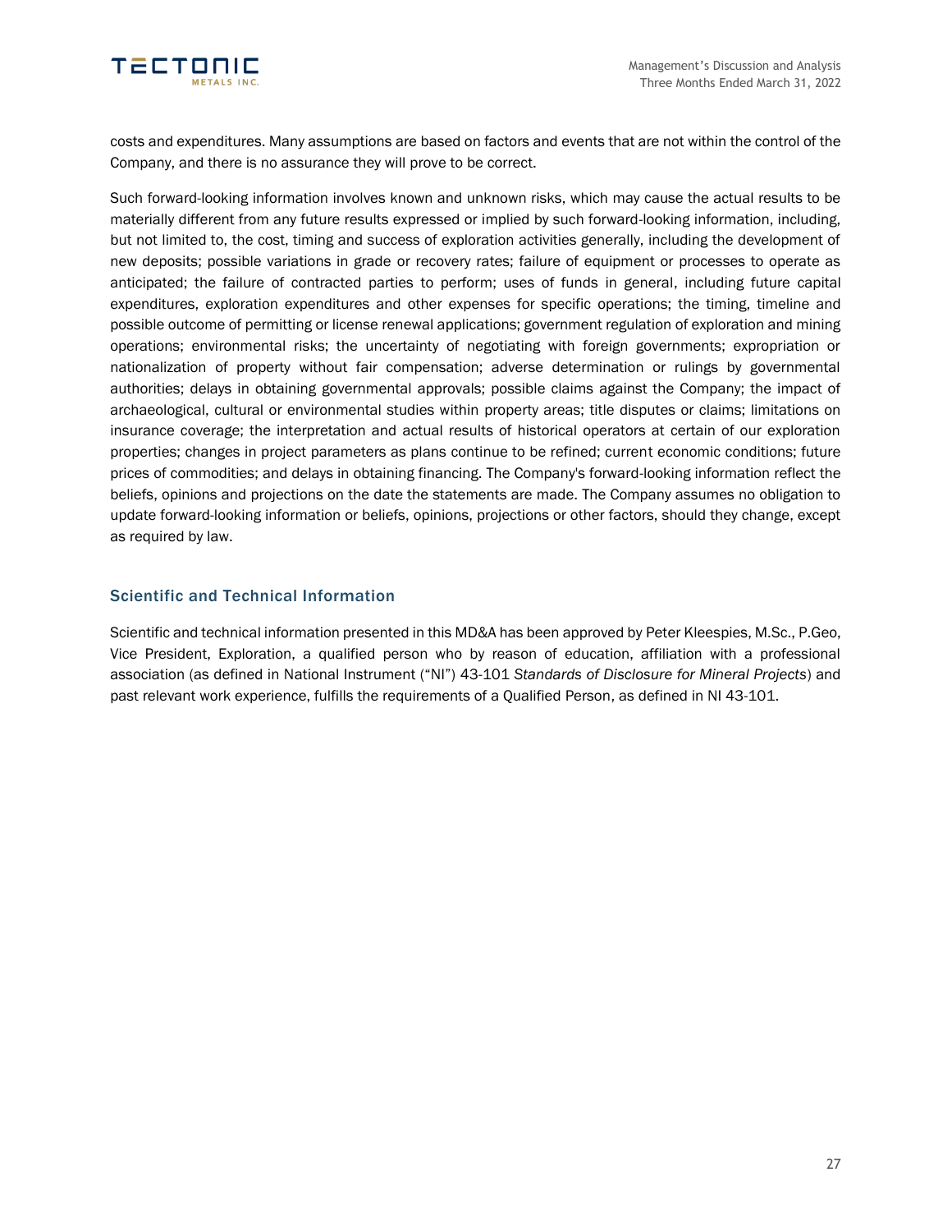costs and expenditures. Many assumptions are based on factors and events that are not within the control of the Company, and there is no assurance they will prove to be correct.

Such forward-looking information involves known and unknown risks, which may cause the actual results to be materially different from any future results expressed or implied by such forward-looking information, including, but not limited to, the cost, timing and success of exploration activities generally, including the development of new deposits; possible variations in grade or recovery rates; failure of equipment or processes to operate as anticipated; the failure of contracted parties to perform; uses of funds in general, including future capital expenditures, exploration expenditures and other expenses for specific operations; the timing, timeline and possible outcome of permitting or license renewal applications; government regulation of exploration and mining operations; environmental risks; the uncertainty of negotiating with foreign governments; expropriation or nationalization of property without fair compensation; adverse determination or rulings by governmental authorities; delays in obtaining governmental approvals; possible claims against the Company; the impact of archaeological, cultural or environmental studies within property areas; title disputes or claims; limitations on insurance coverage; the interpretation and actual results of historical operators at certain of our exploration properties; changes in project parameters as plans continue to be refined; current economic conditions; future prices of commodities; and delays in obtaining financing. The Company's forward-looking information reflect the beliefs, opinions and projections on the date the statements are made. The Company assumes no obligation to update forward-looking information or beliefs, opinions, projections or other factors, should they change, except as required by law.

## Scientific and Technical Information

Scientific and technical information presented in this MD&A has been approved by Peter Kleespies, M.Sc., P.Geo, Vice President, Exploration, a qualified person who by reason of education, affiliation with a professional association (as defined in National Instrument ("NI") 43-101 *Standards of Disclosure for Mineral Projects*) and past relevant work experience, fulfills the requirements of a Qualified Person, as defined in NI 43-101.